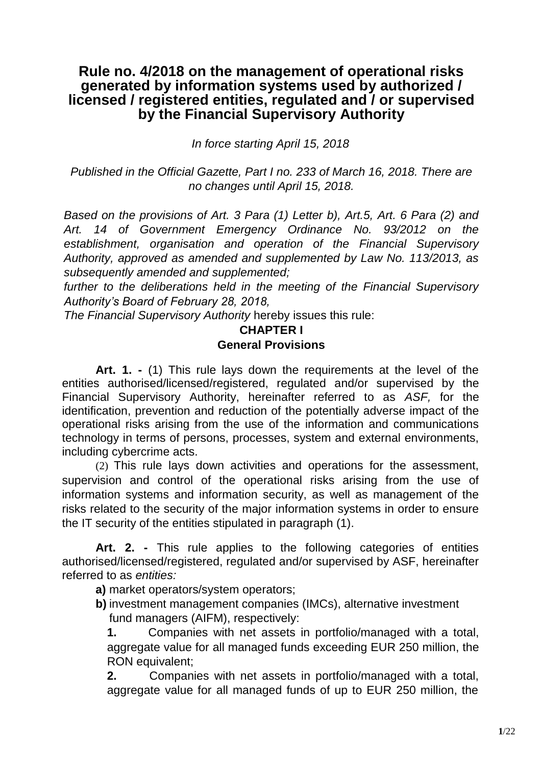# Rule no. 4/2018 on the management of operational risks generated by information systems used by authorized / licensed / registered entities, regulated and / or supervised by the Financial Supervisory Authority

*In force starting April 15, 2018*

*Published in the Official Gazette, Part I no. 233 of March 16, 2018. There are no changes until April 15, 2018.*

*Based on the provisions of Art. 3 Para (1) Letter b), Art.5, Art. 6 Para (2) and Art. 14 of Government Emergency Ordinance No. 93/2012 on the establishment, organisation and operation of the Financial Supervisory Authority, approved as amended and supplemented by Law No. 113/2013, as subsequently amended and supplemented;*

*further to the deliberations held in the meeting of the Financial Supervisory Authority's Board of February 28, 2018,*

*The Financial Supervisory Authority* hereby issues this rule:

## CHAPTER I
## General Provisions

**Art. 1. -** (1) This rule lays down the requirements at the level of the entities authorised/licensed/registered, regulated and/or supervised by the Financial Supervisory Authority, hereinafter referred to as *ASF,* for the identification, prevention and reduction of the potentially adverse impact of the operational risks arising from the use of the information and communications technology in terms of persons, processes, system and external environments, including cybercrime acts.

(2) This rule lays down activities and operations for the assessment, supervision and control of the operational risks arising from the use of information systems and information security, as well as management of the risks related to the security of the major information systems in order to ensure the IT security of the entities stipulated in paragraph (1).

**Art. 2. -** This rule applies to the following categories of entities authorised/licensed/registered, regulated and/or supervised by ASF, hereinafter referred to as *entities:*

**a)** market operators/system operators;

**b)** investment management companies (IMCs), alternative investment fund managers (AIFM), respectively:

**1.** Companies with net assets in portfolio/managed with a total, aggregate value for all managed funds exceeding EUR 250 million, the RON equivalent;

**2.** Companies with net assets in portfolio/managed with a total, aggregate value for all managed funds of up to EUR 250 million, the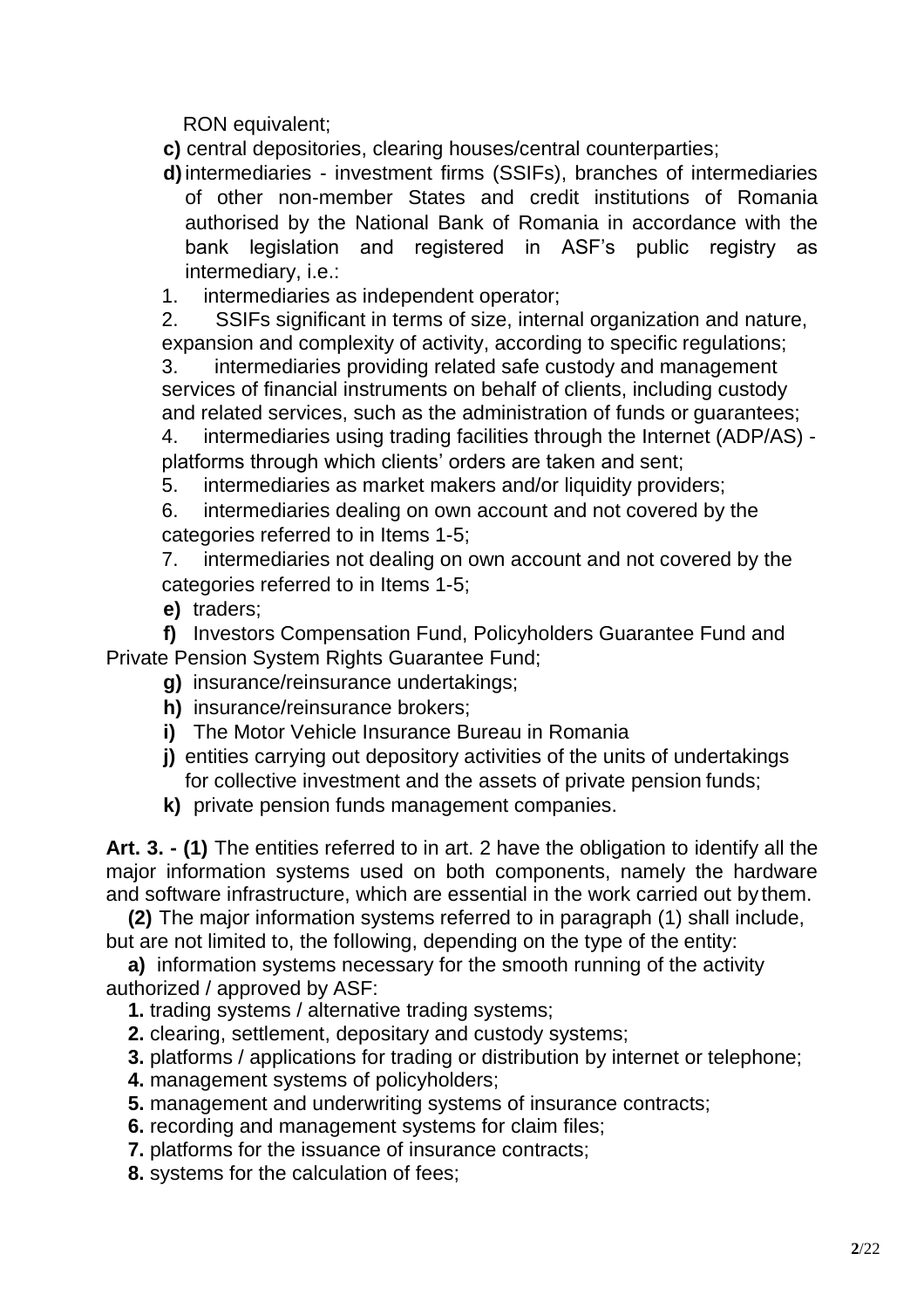RON equivalent;

**c)** central depositories, clearing houses/central counterparties;

**d)** intermediaries - investment firms (SSIFs), branches of intermediaries of other non-member States and credit institutions of Romania authorised by the National Bank of Romania in accordance with the bank legislation and registered in ASF's public registry as intermediary, i.e.:

1. intermediaries as independent operator;
2. SSIFs significant in terms of size, internal organization and nature, expansion and complexity of activity, according to specific regulations;
3. intermediaries providing related safe custody and management services of financial instruments on behalf of clients, including custody and related services, such as the administration of funds or guarantees;
4. intermediaries using trading facilities through the Internet (ADP/AS) - platforms through which clients' orders are taken and sent;
5. intermediaries as market makers and/or liquidity providers;
6. intermediaries dealing on own account and not covered by the categories referred to in Items 1-5;
7. intermediaries not dealing on own account and not covered by the categories referred to in Items 1-5;

**e)** traders;

**f)** Investors Compensation Fund, Policyholders Guarantee Fund and Private Pension System Rights Guarantee Fund;

**g)** insurance/reinsurance undertakings;

**h)** insurance/reinsurance brokers;

**i)** The Motor Vehicle Insurance Bureau in Romania

**j)** entities carrying out depository activities of the units of undertakings for collective investment and the assets of private pension funds;

**k)** private pension funds management companies.

**Art. 3. - (1)** The entities referred to in art. 2 have the obligation to identify all the major information systems used on both components, namely the hardware and software infrastructure, which are essential in the work carried out by them.

**(2)** The major information systems referred to in paragraph (1) shall include, but are not limited to, the following, depending on the type of the entity:

**a)** information systems necessary for the smooth running of the activity authorized / approved by ASF:

**1.** trading systems / alternative trading systems;

**2.** clearing, settlement, depositary and custody systems;

**3.** platforms / applications for trading or distribution by internet or telephone;

**4.** management systems of policyholders;

**5.** management and underwriting systems of insurance contracts;

**6.** recording and management systems for claim files;

**7.** platforms for the issuance of insurance contracts;

**8.** systems for the calculation of fees;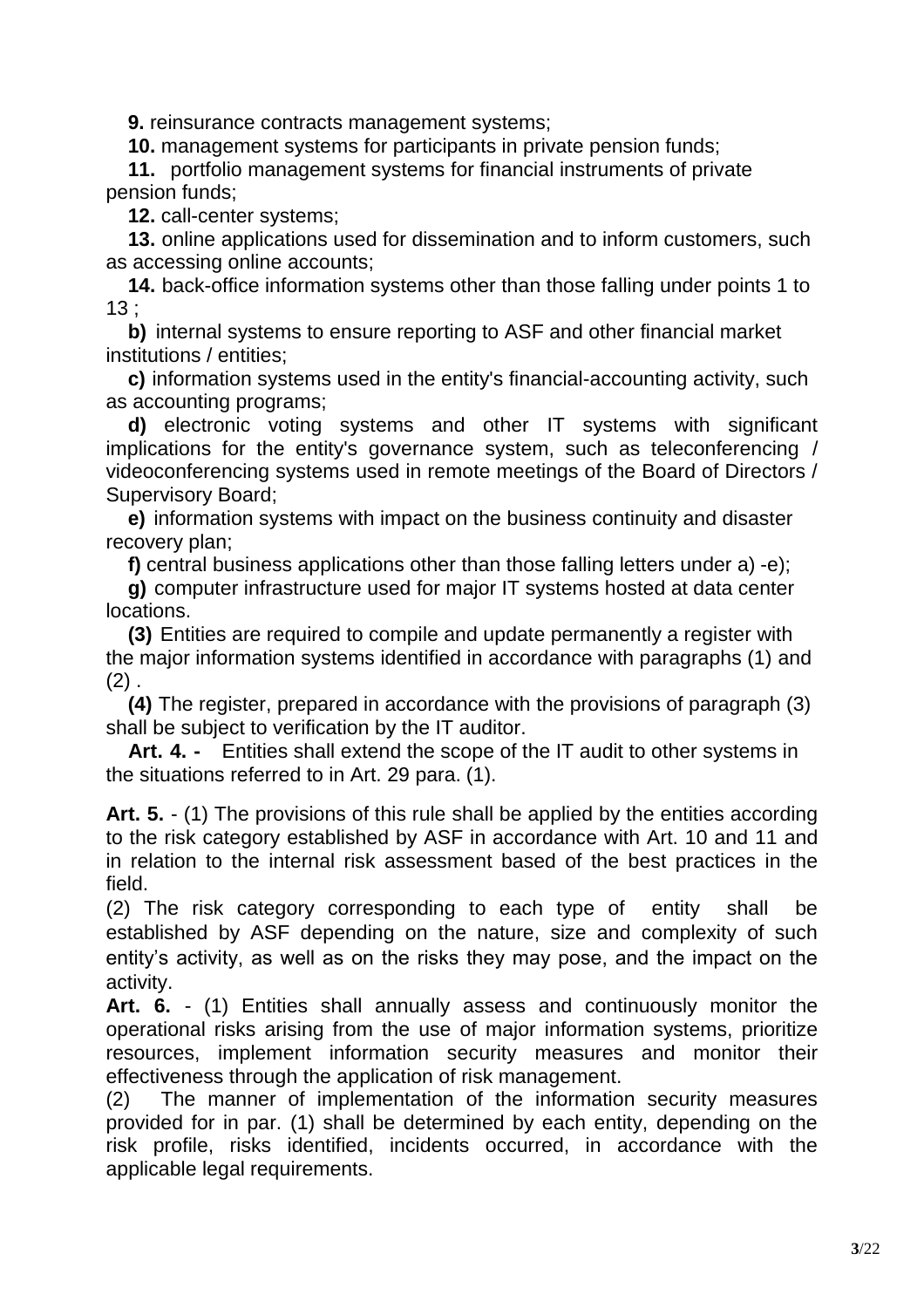**9.** reinsurance contracts management systems;

**10.** management systems for participants in private pension funds;

**11.** portfolio management systems for financial instruments of private pension funds;

**12.** call-center systems;

**13.** online applications used for dissemination and to inform customers, such as accessing online accounts;

**14.** back-office information systems other than those falling under points 1 to 13 ;

**b)** internal systems to ensure reporting to ASF and other financial market institutions / entities;

**c)** information systems used in the entity's financial-accounting activity, such as accounting programs;

**d)** electronic voting systems and other IT systems with significant implications for the entity's governance system, such as teleconferencing / videoconferencing systems used in remote meetings of the Board of Directors / Supervisory Board;

**e)** information systems with impact on the business continuity and disaster recovery plan;

**f)** central business applications other than those falling letters under a) -e);

**g)** computer infrastructure used for major IT systems hosted at data center locations.

**(3)** Entities are required to compile and update permanently a register with the major information systems identified in accordance with paragraphs (1) and (2) .

**(4)** The register, prepared in accordance with the provisions of paragraph (3) shall be subject to verification by the IT auditor.

**Art. 4. -** Entities shall extend the scope of the IT audit to other systems in the situations referred to in Art. 29 para. (1).

**Art. 5.** - (1) The provisions of this rule shall be applied by the entities according to the risk category established by ASF in accordance with Art. 10 and 11 and in relation to the internal risk assessment based of the best practices in the field.

(2) The risk category corresponding to each type of entity shall be established by ASF depending on the nature, size and complexity of such entity's activity, as well as on the risks they may pose, and the impact on the activity.

**Art. 6.** - (1) Entities shall annually assess and continuously monitor the operational risks arising from the use of major information systems, prioritize resources, implement information security measures and monitor their effectiveness through the application of risk management.

(2) The manner of implementation of the information security measures provided for in par. (1) shall be determined by each entity, depending on the risk profile, risks identified, incidents occurred, in accordance with the applicable legal requirements.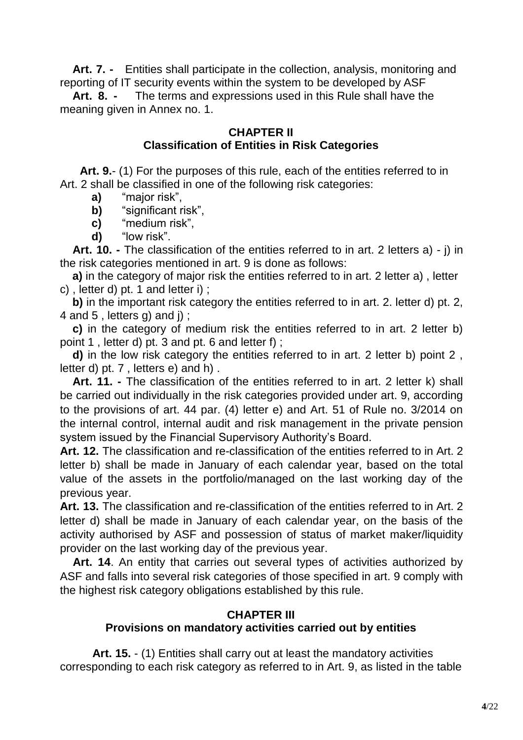**Art. 7. -** Entities shall participate in the collection, analysis, monitoring and reporting of IT security events within the system to be developed by ASF

**Art. 8. -** The terms and expressions used in this Rule shall have the meaning given in Annex no. 1.

## CHAPTER II
## Classification of Entities in Risk Categories

**Art. 9.**- (1) For the purposes of this rule, each of the entities referred to in Art. 2 shall be classified in one of the following risk categories:

**a)** "major risk",

**b)** "significant risk",

**c)** "medium risk",

**d)** "low risk".

**Art. 10. -** The classification of the entities referred to in art. 2 letters a) - j) in the risk categories mentioned in art. 9 is done as follows:

**a)** in the category of major risk the entities referred to in art. 2 letter a) , letter c) , letter d) pt. 1 and letter i) ;

**b)** in the important risk category the entities referred to in art. 2. letter d) pt. 2, 4 and 5 , letters g) and j) ;

**c)** in the category of medium risk the entities referred to in art. 2 letter b) point 1 , letter d) pt. 3 and pt. 6 and letter f) ;

**d)** in the low risk category the entities referred to in art. 2 letter b) point 2 , letter d) pt. 7 , letters e) and h) .

**Art. 11. -** The classification of the entities referred to in art. 2 letter k) shall be carried out individually in the risk categories provided under art. 9, according to the provisions of art. 44 par. (4) letter e) and Art. 51 of Rule no. 3/2014 on the internal control, internal audit and risk management in the private pension system issued by the Financial Supervisory Authority's Board.

**Art. 12.** The classification and re-classification of the entities referred to in Art. 2 letter b) shall be made in January of each calendar year, based on the total value of the assets in the portfolio/managed on the last working day of the previous year.

**Art. 13.** The classification and re-classification of the entities referred to in Art. 2 letter d) shall be made in January of each calendar year, on the basis of the activity authorised by ASF and possession of status of market maker/liquidity provider on the last working day of the previous year.

**Art. 14**. An entity that carries out several types of activities authorized by ASF and falls into several risk categories of those specified in art. 9 comply with the highest risk category obligations established by this rule.

## CHAPTER III
## Provisions on mandatory activities carried out by entities

**Art. 15.** - (1) Entities shall carry out at least the mandatory activities corresponding to each risk category as referred to in Art. 9, as listed in the table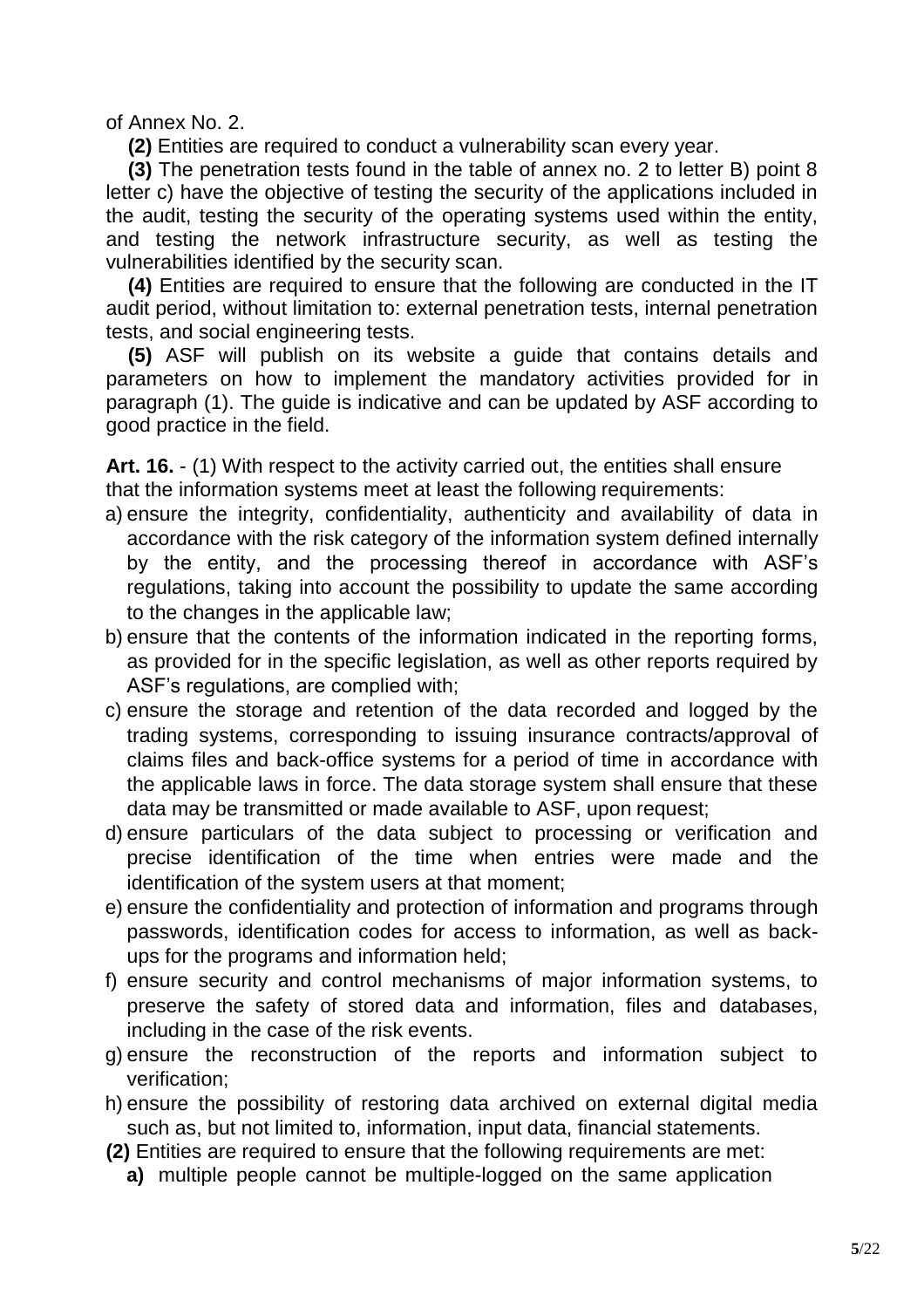of Annex No. 2.

**(2)** Entities are required to conduct a vulnerability scan every year.

**(3)** The penetration tests found in the table of annex no. 2 to letter B) point 8 letter c) have the objective of testing the security of the applications included in the audit, testing the security of the operating systems used within the entity, and testing the network infrastructure security, as well as testing the vulnerabilities identified by the security scan.

**(4)** Entities are required to ensure that the following are conducted in the IT audit period, without limitation to: external penetration tests, internal penetration tests, and social engineering tests.

**(5)** ASF will publish on its website a guide that contains details and parameters on how to implement the mandatory activities provided for in paragraph (1). The guide is indicative and can be updated by ASF according to good practice in the field.

**Art. 16.** - (1) With respect to the activity carried out, the entities shall ensure that the information systems meet at least the following requirements:

a) ensure the integrity, confidentiality, authenticity and availability of data in accordance with the risk category of the information system defined internally by the entity, and the processing thereof in accordance with ASF's regulations, taking into account the possibility to update the same according to the changes in the applicable law;

b) ensure that the contents of the information indicated in the reporting forms, as provided for in the specific legislation, as well as other reports required by ASF's regulations, are complied with;

c) ensure the storage and retention of the data recorded and logged by the trading systems, corresponding to issuing insurance contracts/approval of claims files and back-office systems for a period of time in accordance with the applicable laws in force. The data storage system shall ensure that these data may be transmitted or made available to ASF, upon request;

d) ensure particulars of the data subject to processing or verification and precise identification of the time when entries were made and the identification of the system users at that moment;

e) ensure the confidentiality and protection of information and programs through passwords, identification codes for access to information, as well as back-ups for the programs and information held;

f) ensure security and control mechanisms of major information systems, to preserve the safety of stored data and information, files and databases, including in the case of the risk events.

g) ensure the reconstruction of the reports and information subject to verification;

h) ensure the possibility of restoring data archived on external digital media such as, but not limited to, information, input data, financial statements.

**(2)** Entities are required to ensure that the following requirements are met:

**a)** multiple people cannot be multiple-logged on the same application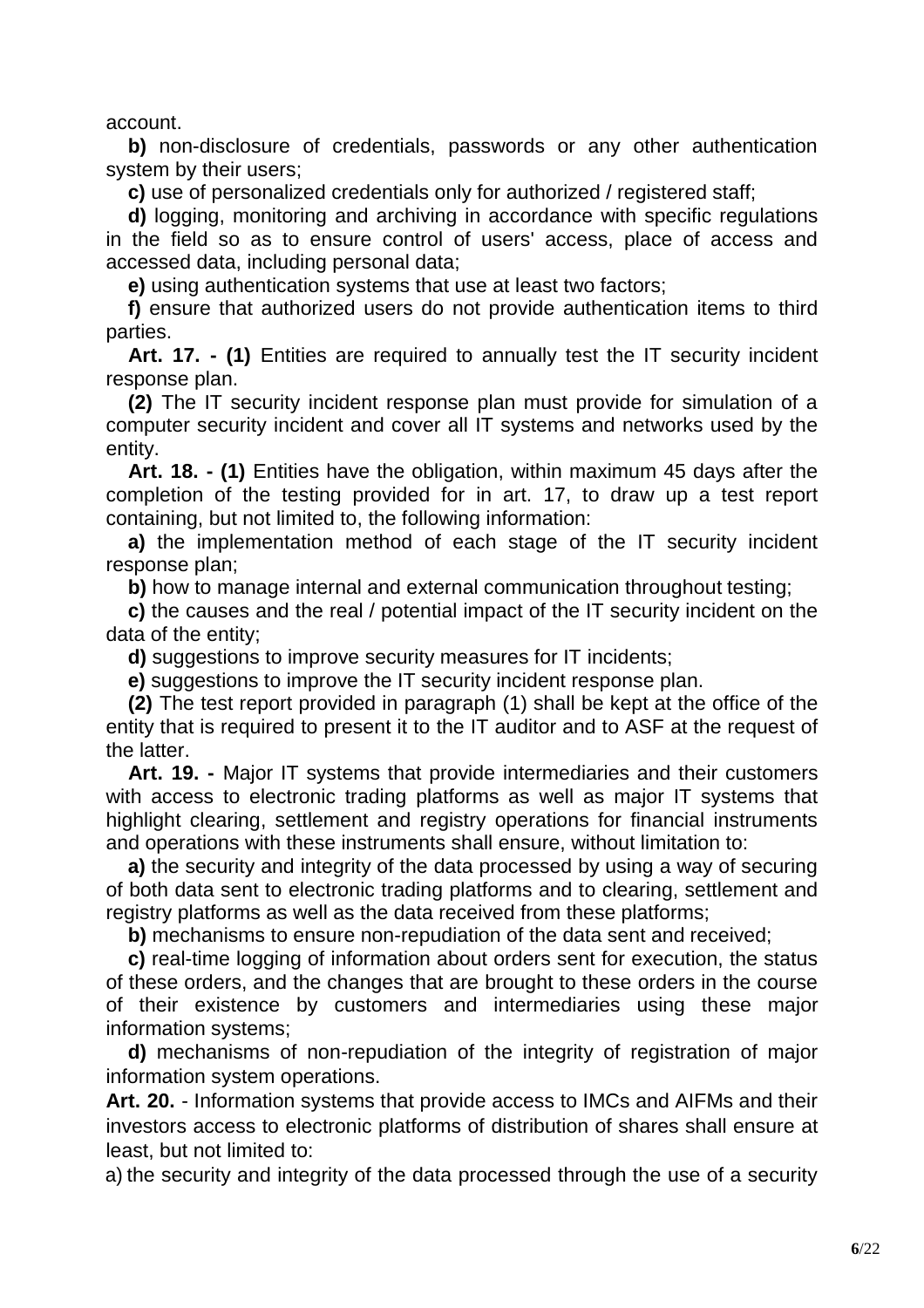account.

**b)** non-disclosure of credentials, passwords or any other authentication system by their users;

**c)** use of personalized credentials only for authorized / registered staff;

**d)** logging, monitoring and archiving in accordance with specific regulations in the field so as to ensure control of users' access, place of access and accessed data, including personal data;

**e)** using authentication systems that use at least two factors;

**f)** ensure that authorized users do not provide authentication items to third parties.

**Art. 17. - (1)** Entities are required to annually test the IT security incident response plan.

**(2)** The IT security incident response plan must provide for simulation of a computer security incident and cover all IT systems and networks used by the entity.

**Art. 18. - (1)** Entities have the obligation, within maximum 45 days after the completion of the testing provided for in art. 17, to draw up a test report containing, but not limited to, the following information:

**a)** the implementation method of each stage of the IT security incident response plan;

**b)** how to manage internal and external communication throughout testing;

**c)** the causes and the real / potential impact of the IT security incident on the data of the entity;

**d)** suggestions to improve security measures for IT incidents;

**e)** suggestions to improve the IT security incident response plan.

**(2)** The test report provided in paragraph (1) shall be kept at the office of the entity that is required to present it to the IT auditor and to ASF at the request of the latter.

**Art. 19. -** Major IT systems that provide intermediaries and their customers with access to electronic trading platforms as well as major IT systems that highlight clearing, settlement and registry operations for financial instruments and operations with these instruments shall ensure, without limitation to:

**a)** the security and integrity of the data processed by using a way of securing of both data sent to electronic trading platforms and to clearing, settlement and registry platforms as well as the data received from these platforms;

**b)** mechanisms to ensure non-repudiation of the data sent and received;

**c)** real-time logging of information about orders sent for execution, the status of these orders, and the changes that are brought to these orders in the course of their existence by customers and intermediaries using these major information systems;

**d)** mechanisms of non-repudiation of the integrity of registration of major information system operations.

**Art. 20.** - Information systems that provide access to IMCs and AIFMs and their investors access to electronic platforms of distribution of shares shall ensure at least, but not limited to:

a) the security and integrity of the data processed through the use of a security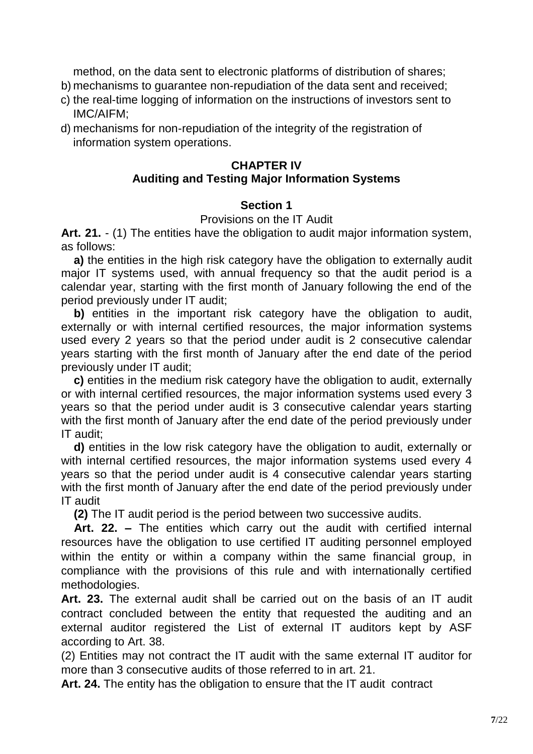method, on the data sent to electronic platforms of distribution of shares;

b) mechanisms to guarantee non-repudiation of the data sent and received;

c) the real-time logging of information on the instructions of investors sent to IMC/AIFM;

d) mechanisms for non-repudiation of the integrity of the registration of information system operations.

## CHAPTER IV
## Auditing and Testing Major Information Systems

### Section 1
Provisions on the IT Audit

**Art. 21.** - (1) The entities have the obligation to audit major information system, as follows:

**a)** the entities in the high risk category have the obligation to externally audit major IT systems used, with annual frequency so that the audit period is a calendar year, starting with the first month of January following the end of the period previously under IT audit;

**b)** entities in the important risk category have the obligation to audit, externally or with internal certified resources, the major information systems used every 2 years so that the period under audit is 2 consecutive calendar years starting with the first month of January after the end date of the period previously under IT audit;

**c)** entities in the medium risk category have the obligation to audit, externally or with internal certified resources, the major information systems used every 3 years so that the period under audit is 3 consecutive calendar years starting with the first month of January after the end date of the period previously under IT audit;

**d)** entities in the low risk category have the obligation to audit, externally or with internal certified resources, the major information systems used every 4 years so that the period under audit is 4 consecutive calendar years starting with the first month of January after the end date of the period previously under IT audit

**(2)** The IT audit period is the period between two successive audits.

**Art. 22. –** The entities which carry out the audit with certified internal resources have the obligation to use certified IT auditing personnel employed within the entity or within a company within the same financial group, in compliance with the provisions of this rule and with internationally certified methodologies.

**Art. 23.** The external audit shall be carried out on the basis of an IT audit contract concluded between the entity that requested the auditing and an external auditor registered the List of external IT auditors kept by ASF according to Art. 38.

(2) Entities may not contract the IT audit with the same external IT auditor for more than 3 consecutive audits of those referred to in art. 21.

**Art. 24.** The entity has the obligation to ensure that the IT audit contract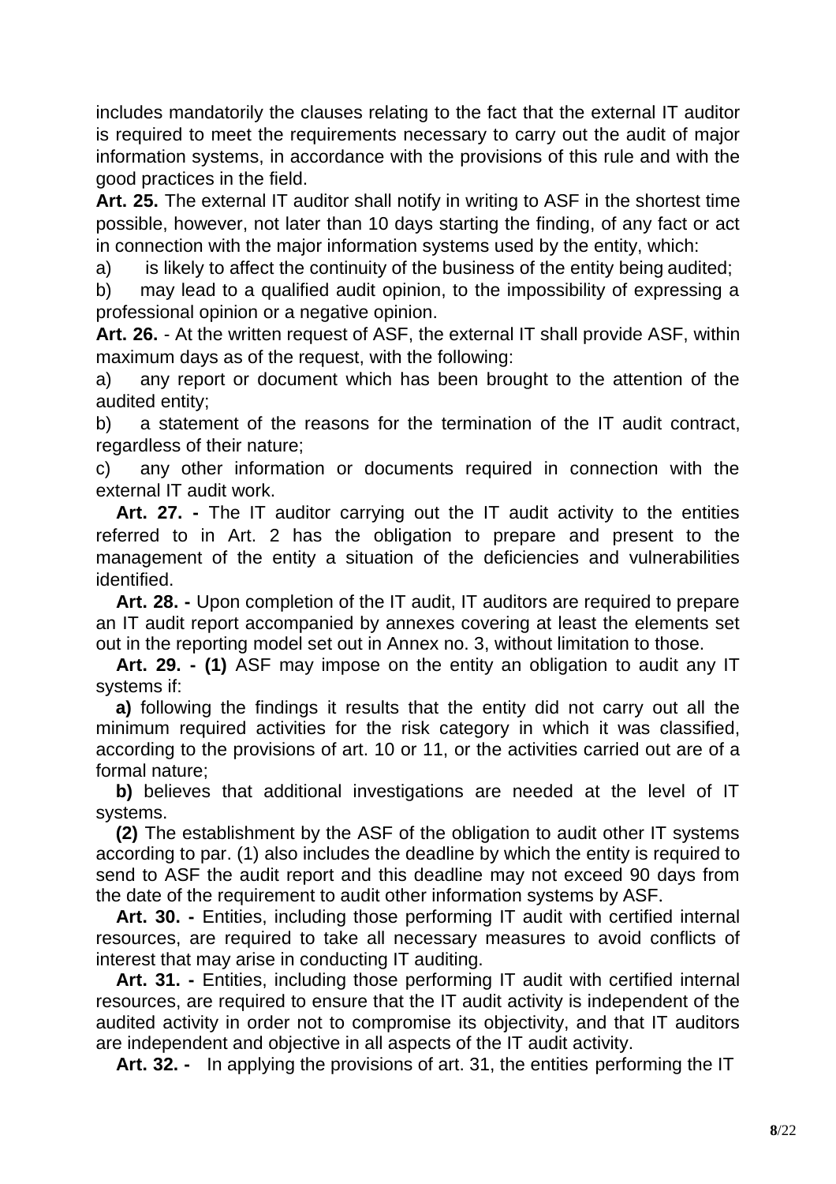includes mandatorily the clauses relating to the fact that the external IT auditor is required to meet the requirements necessary to carry out the audit of major information systems, in accordance with the provisions of this rule and with the good practices in the field.

**Art. 25.** The external IT auditor shall notify in writing to ASF in the shortest time possible, however, not later than 10 days starting the finding, of any fact or act in connection with the major information systems used by the entity, which:

a) is likely to affect the continuity of the business of the entity being audited;

b) may lead to a qualified audit opinion, to the impossibility of expressing a professional opinion or a negative opinion.

**Art. 26.** - At the written request of ASF, the external IT shall provide ASF, within maximum days as of the request, with the following:

a) any report or document which has been brought to the attention of the audited entity;

b) a statement of the reasons for the termination of the IT audit contract, regardless of their nature;

c) any other information or documents required in connection with the external IT audit work.

**Art. 27. -** The IT auditor carrying out the IT audit activity to the entities referred to in Art. 2 has the obligation to prepare and present to the management of the entity a situation of the deficiencies and vulnerabilities identified.

**Art. 28. -** Upon completion of the IT audit, IT auditors are required to prepare an IT audit report accompanied by annexes covering at least the elements set out in the reporting model set out in Annex no. 3, without limitation to those.

**Art. 29. - (1)** ASF may impose on the entity an obligation to audit any IT systems if:

**a)** following the findings it results that the entity did not carry out all the minimum required activities for the risk category in which it was classified, according to the provisions of art. 10 or 11, or the activities carried out are of a formal nature;

**b)** believes that additional investigations are needed at the level of IT systems.

**(2)** The establishment by the ASF of the obligation to audit other IT systems according to par. (1) also includes the deadline by which the entity is required to send to ASF the audit report and this deadline may not exceed 90 days from the date of the requirement to audit other information systems by ASF.

**Art. 30. -** Entities, including those performing IT audit with certified internal resources, are required to take all necessary measures to avoid conflicts of interest that may arise in conducting IT auditing.

**Art. 31. -** Entities, including those performing IT audit with certified internal resources, are required to ensure that the IT audit activity is independent of the audited activity in order not to compromise its objectivity, and that IT auditors are independent and objective in all aspects of the IT audit activity.

**Art. 32. -** In applying the provisions of art. 31, the entities performing the IT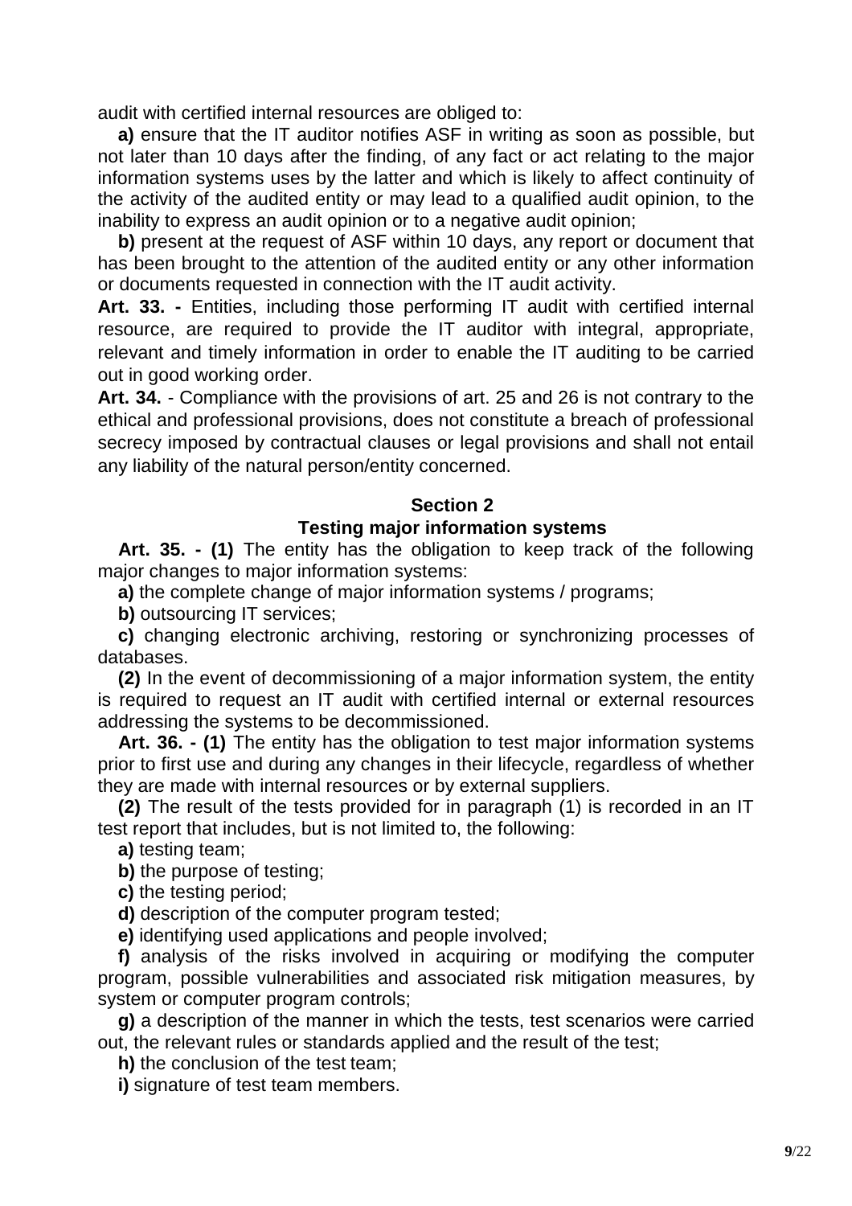audit with certified internal resources are obliged to:

**a)** ensure that the IT auditor notifies ASF in writing as soon as possible, but not later than 10 days after the finding, of any fact or act relating to the major information systems uses by the latter and which is likely to affect continuity of the activity of the audited entity or may lead to a qualified audit opinion, to the inability to express an audit opinion or to a negative audit opinion;

**b)** present at the request of ASF within 10 days, any report or document that has been brought to the attention of the audited entity or any other information or documents requested in connection with the IT audit activity.

**Art. 33. -** Entities, including those performing IT audit with certified internal resource, are required to provide the IT auditor with integral, appropriate, relevant and timely information in order to enable the IT auditing to be carried out in good working order.

**Art. 34.** - Compliance with the provisions of art. 25 and 26 is not contrary to the ethical and professional provisions, does not constitute a breach of professional secrecy imposed by contractual clauses or legal provisions and shall not entail any liability of the natural person/entity concerned.

## Section 2
## Testing major information systems

**Art. 35. - (1)** The entity has the obligation to keep track of the following major changes to major information systems:

**a)** the complete change of major information systems / programs;

**b)** outsourcing IT services;

**c)** changing electronic archiving, restoring or synchronizing processes of databases.

**(2)** In the event of decommissioning of a major information system, the entity is required to request an IT audit with certified internal or external resources addressing the systems to be decommissioned.

**Art. 36. - (1)** The entity has the obligation to test major information systems prior to first use and during any changes in their lifecycle, regardless of whether they are made with internal resources or by external suppliers.

**(2)** The result of the tests provided for in paragraph (1) is recorded in an IT test report that includes, but is not limited to, the following:

**a)** testing team;

**b)** the purpose of testing;

**c)** the testing period;

**d)** description of the computer program tested;

**e)** identifying used applications and people involved;

**f)** analysis of the risks involved in acquiring or modifying the computer program, possible vulnerabilities and associated risk mitigation measures, by system or computer program controls;

**g)** a description of the manner in which the tests, test scenarios were carried out, the relevant rules or standards applied and the result of the test;

**h)** the conclusion of the test team;

**i)** signature of test team members.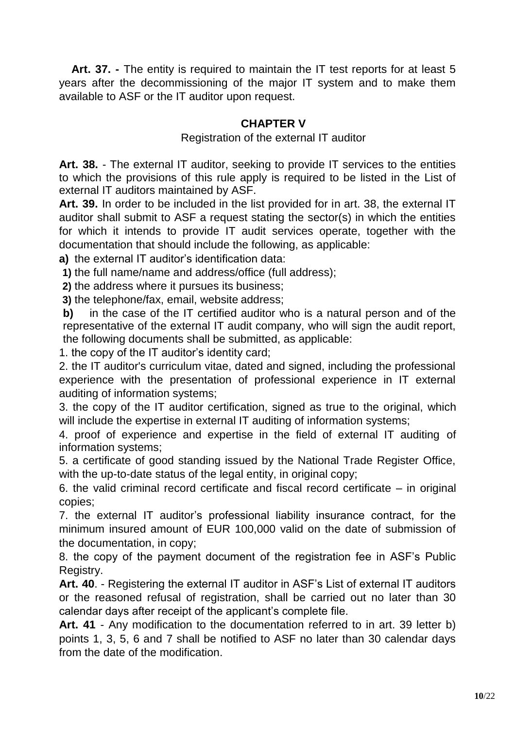**Art. 37. -** The entity is required to maintain the IT test reports for at least 5 years after the decommissioning of the major IT system and to make them available to ASF or the IT auditor upon request.

## CHAPTER V

Registration of the external IT auditor

**Art. 38.** - The external IT auditor, seeking to provide IT services to the entities to which the provisions of this rule apply is required to be listed in the List of external IT auditors maintained by ASF.

**Art. 39.** In order to be included in the list provided for in art. 38, the external IT auditor shall submit to ASF a request stating the sector(s) in which the entities for which it intends to provide IT audit services operate, together with the documentation that should include the following, as applicable:

**a)** the external IT auditor's identification data:

**1)** the full name/name and address/office (full address);

**2)** the address where it pursues its business;

**3)** the telephone/fax, email, website address;

**b)** in the case of the IT certified auditor who is a natural person and of the representative of the external IT audit company, who will sign the audit report, the following documents shall be submitted, as applicable:

1. the copy of the IT auditor's identity card;
2. the IT auditor's curriculum vitae, dated and signed, including the professional experience with the presentation of professional experience in IT external auditing of information systems;
3. the copy of the IT auditor certification, signed as true to the original, which will include the expertise in external IT auditing of information systems;
4. proof of experience and expertise in the field of external IT auditing of information systems;
5. a certificate of good standing issued by the National Trade Register Office, with the up-to-date status of the legal entity, in original copy;
6. the valid criminal record certificate and fiscal record certificate – in original copies;
7. the external IT auditor's professional liability insurance contract, for the minimum insured amount of EUR 100,000 valid on the date of submission of the documentation, in copy;
8. the copy of the payment document of the registration fee in ASF's Public Registry.

**Art. 40**. - Registering the external IT auditor in ASF's List of external IT auditors or the reasoned refusal of registration, shall be carried out no later than 30 calendar days after receipt of the applicant's complete file.

**Art. 41** - Any modification to the documentation referred to in art. 39 letter b) points 1, 3, 5, 6 and 7 shall be notified to ASF no later than 30 calendar days from the date of the modification.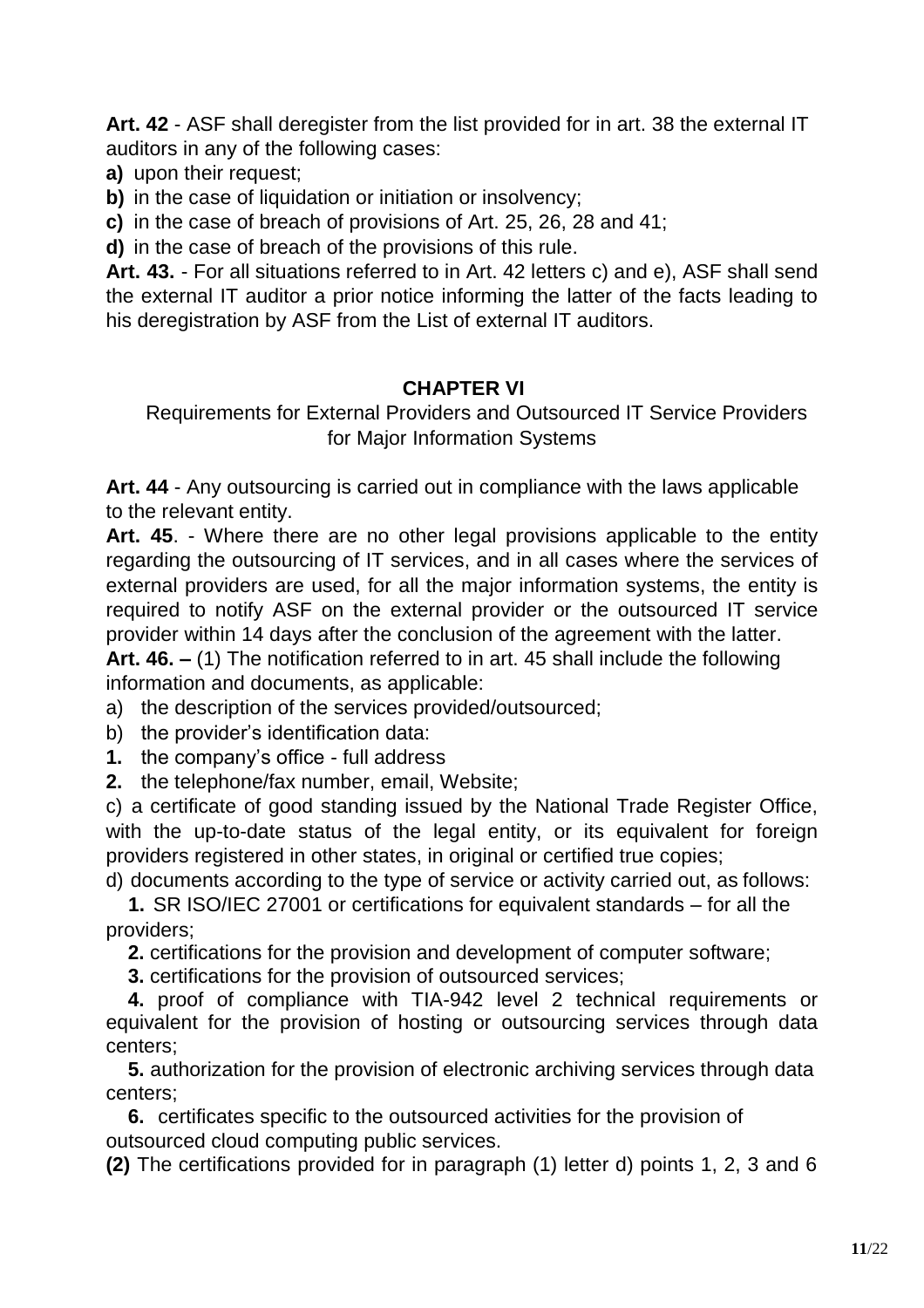**Art. 42** - ASF shall deregister from the list provided for in art. 38 the external IT auditors in any of the following cases:

**a)** upon their request;

**b)** in the case of liquidation or initiation or insolvency;

**c)** in the case of breach of provisions of Art. 25, 26, 28 and 41;

**d)** in the case of breach of the provisions of this rule.

**Art. 43.** - For all situations referred to in Art. 42 letters c) and e), ASF shall send the external IT auditor a prior notice informing the latter of the facts leading to his deregistration by ASF from the List of external IT auditors.

## CHAPTER VI

Requirements for External Providers and Outsourced IT Service Providers for Major Information Systems

**Art. 44** - Any outsourcing is carried out in compliance with the laws applicable to the relevant entity.

**Art. 45**. - Where there are no other legal provisions applicable to the entity regarding the outsourcing of IT services, and in all cases where the services of external providers are used, for all the major information systems, the entity is required to notify ASF on the external provider or the outsourced IT service provider within 14 days after the conclusion of the agreement with the latter.

**Art. 46. –** (1) The notification referred to in art. 45 shall include the following information and documents, as applicable:

a) the description of the services provided/outsourced;

b) the provider's identification data:

**1.** the company's office - full address

**2.** the telephone/fax number, email, Website;

c) a certificate of good standing issued by the National Trade Register Office, with the up-to-date status of the legal entity, or its equivalent for foreign providers registered in other states, in original or certified true copies;

d) documents according to the type of service or activity carried out, as follows:

**1.** SR ISO/IEC 27001 or certifications for equivalent standards – for all the providers;

**2.** certifications for the provision and development of computer software;

**3.** certifications for the provision of outsourced services;

**4.** proof of compliance with TIA-942 level 2 technical requirements or equivalent for the provision of hosting or outsourcing services through data centers;

**5.** authorization for the provision of electronic archiving services through data centers;

**6.** certificates specific to the outsourced activities for the provision of outsourced cloud computing public services.

**(2)** The certifications provided for in paragraph (1) letter d) points 1, 2, 3 and 6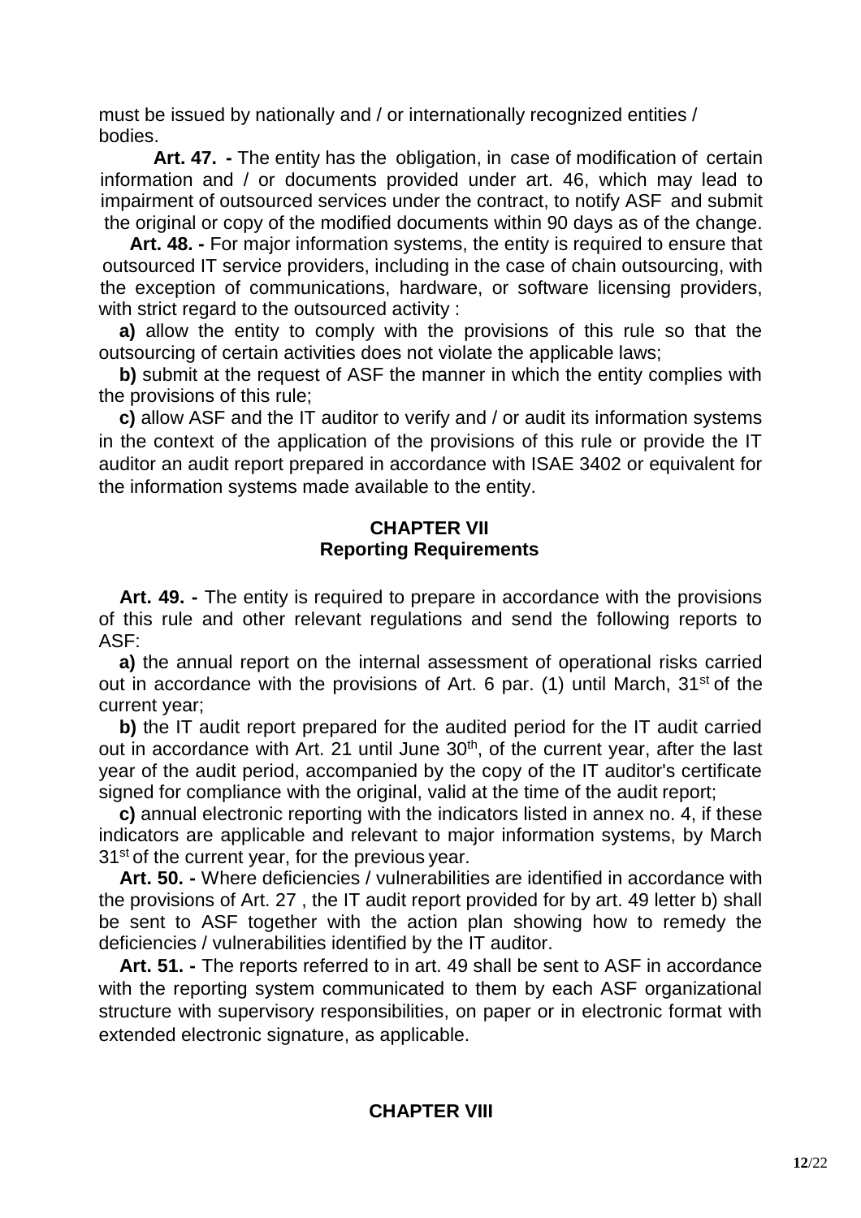must be issued by nationally and / or internationally recognized entities / bodies.

**Art. 47. -** The entity has the obligation, in case of modification of certain information and / or documents provided under art. 46, which may lead to impairment of outsourced services under the contract, to notify ASF and submit the original or copy of the modified documents within 90 days as of the change.

**Art. 48. -** For major information systems, the entity is required to ensure that outsourced IT service providers, including in the case of chain outsourcing, with the exception of communications, hardware, or software licensing providers, with strict regard to the outsourced activity :

**a)** allow the entity to comply with the provisions of this rule so that the outsourcing of certain activities does not violate the applicable laws;

**b)** submit at the request of ASF the manner in which the entity complies with the provisions of this rule;

**c)** allow ASF and the IT auditor to verify and / or audit its information systems in the context of the application of the provisions of this rule or provide the IT auditor an audit report prepared in accordance with ISAE 3402 or equivalent for the information systems made available to the entity.

## CHAPTER VII
## Reporting Requirements

**Art. 49. -** The entity is required to prepare in accordance with the provisions of this rule and other relevant regulations and send the following reports to ASF:

**a)** the annual report on the internal assessment of operational risks carried out in accordance with the provisions of Art. 6 par. (1) until March, 31st of the current year;

**b)** the IT audit report prepared for the audited period for the IT audit carried out in accordance with Art. 21 until June 30th, of the current year, after the last year of the audit period, accompanied by the copy of the IT auditor's certificate signed for compliance with the original, valid at the time of the audit report;

**c)** annual electronic reporting with the indicators listed in annex no. 4, if these indicators are applicable and relevant to major information systems, by March 31st of the current year, for the previous year.

**Art. 50. -** Where deficiencies / vulnerabilities are identified in accordance with the provisions of Art. 27 , the IT audit report provided for by art. 49 letter b) shall be sent to ASF together with the action plan showing how to remedy the deficiencies / vulnerabilities identified by the IT auditor.

**Art. 51. -** The reports referred to in art. 49 shall be sent to ASF in accordance with the reporting system communicated to them by each ASF organizational structure with supervisory responsibilities, on paper or in electronic format with extended electronic signature, as applicable.

## CHAPTER VIII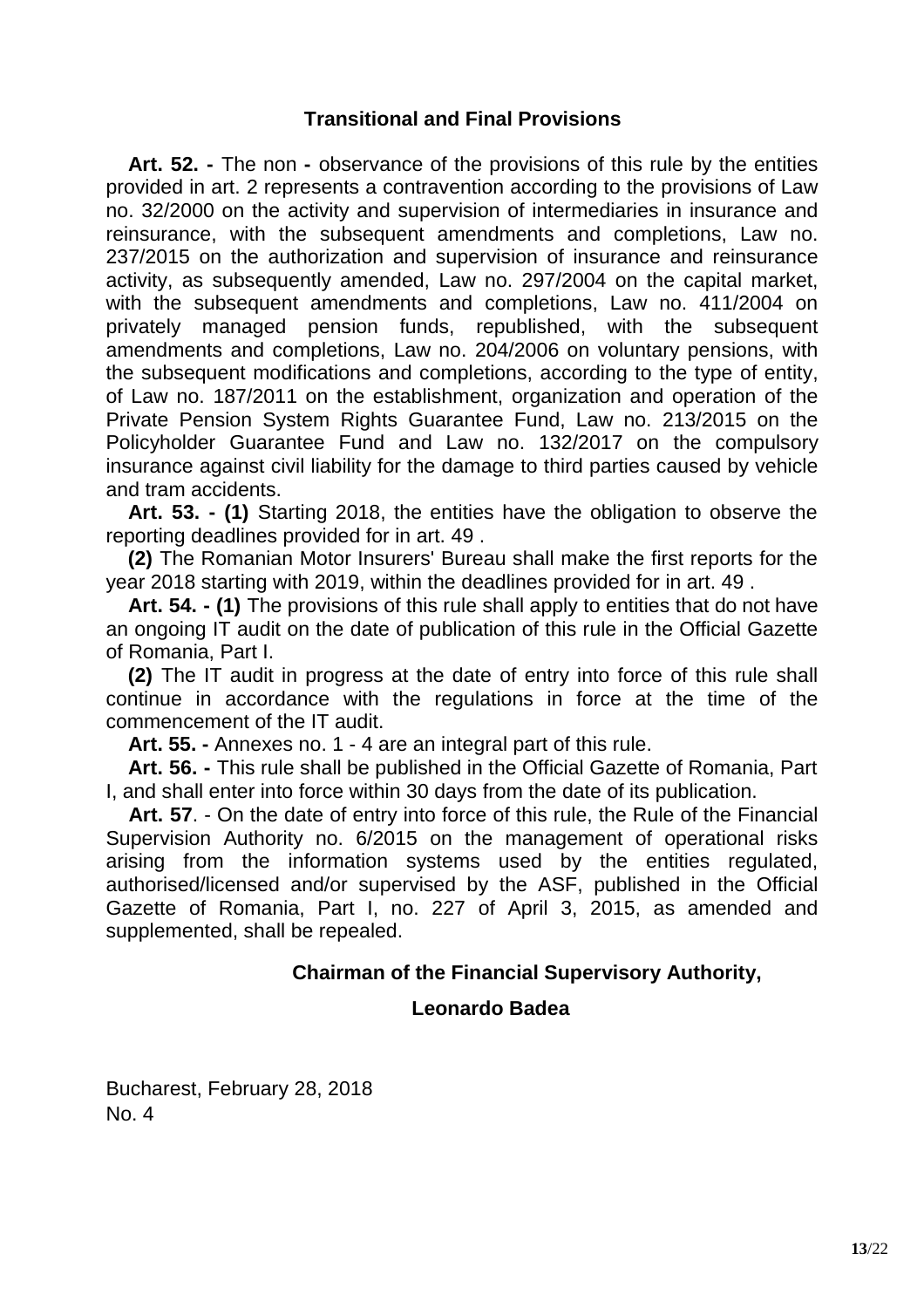## Transitional and Final Provisions

**Art. 52. -** The non **-** observance of the provisions of this rule by the entities provided in art. 2 represents a contravention according to the provisions of Law no. 32/2000 on the activity and supervision of intermediaries in insurance and reinsurance, with the subsequent amendments and completions, Law no. 237/2015 on the authorization and supervision of insurance and reinsurance activity, as subsequently amended, Law no. 297/2004 on the capital market, with the subsequent amendments and completions, Law no. 411/2004 on privately managed pension funds, republished, with the subsequent amendments and completions, Law no. 204/2006 on voluntary pensions, with the subsequent modifications and completions, according to the type of entity, of Law no. 187/2011 on the establishment, organization and operation of the Private Pension System Rights Guarantee Fund, Law no. 213/2015 on the Policyholder Guarantee Fund and Law no. 132/2017 on the compulsory insurance against civil liability for the damage to third parties caused by vehicle and tram accidents.

**Art. 53. - (1)** Starting 2018, the entities have the obligation to observe the reporting deadlines provided for in art. 49 .

**(2)** The Romanian Motor Insurers' Bureau shall make the first reports for the year 2018 starting with 2019, within the deadlines provided for in art. 49 .

**Art. 54. - (1)** The provisions of this rule shall apply to entities that do not have an ongoing IT audit on the date of publication of this rule in the Official Gazette of Romania, Part I.

**(2)** The IT audit in progress at the date of entry into force of this rule shall continue in accordance with the regulations in force at the time of the commencement of the IT audit.

**Art. 55. -** Annexes no. 1 - 4 are an integral part of this rule.

**Art. 56. -** This rule shall be published in the Official Gazette of Romania, Part I, and shall enter into force within 30 days from the date of its publication.

**Art. 57**. - On the date of entry into force of this rule, the Rule of the Financial Supervision Authority no. 6/2015 on the management of operational risks arising from the information systems used by the entities regulated, authorised/licensed and/or supervised by the ASF, published in the Official Gazette of Romania, Part I, no. 227 of April 3, 2015, as amended and supplemented, shall be repealed.

**Chairman of the Financial Supervisory Authority,**

**Leonardo Badea**

Bucharest, February 28, 2018
No. 4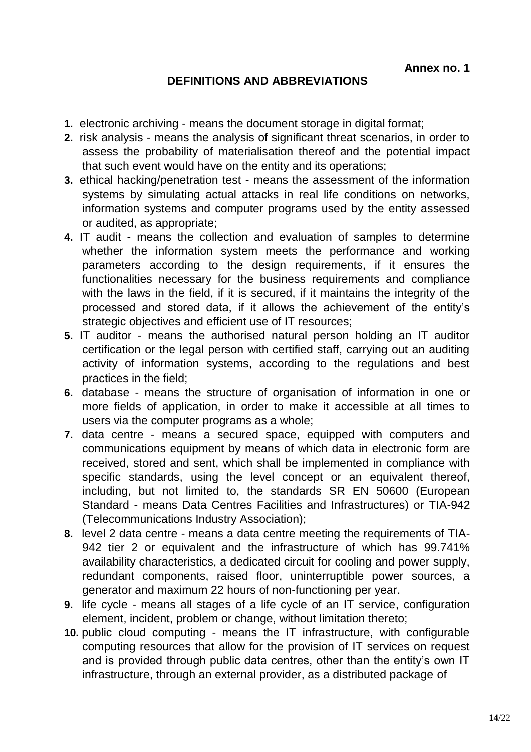**Annex no. 1**

## DEFINITIONS AND ABBREVIATIONS

1. electronic archiving - means the document storage in digital format;
2. risk analysis - means the analysis of significant threat scenarios, in order to assess the probability of materialisation thereof and the potential impact that such event would have on the entity and its operations;
3. ethical hacking/penetration test - means the assessment of the information systems by simulating actual attacks in real life conditions on networks, information systems and computer programs used by the entity assessed or audited, as appropriate;
4. IT audit - means the collection and evaluation of samples to determine whether the information system meets the performance and working parameters according to the design requirements, if it ensures the functionalities necessary for the business requirements and compliance with the laws in the field, if it is secured, if it maintains the integrity of the processed and stored data, if it allows the achievement of the entity's strategic objectives and efficient use of IT resources;
5. IT auditor - means the authorised natural person holding an IT auditor certification or the legal person with certified staff, carrying out an auditing activity of information systems, according to the regulations and best practices in the field;
6. database - means the structure of organisation of information in one or more fields of application, in order to make it accessible at all times to users via the computer programs as a whole;
7. data centre - means a secured space, equipped with computers and communications equipment by means of which data in electronic form are received, stored and sent, which shall be implemented in compliance with specific standards, using the level concept or an equivalent thereof, including, but not limited to, the standards SR EN 50600 (European Standard - means Data Centres Facilities and Infrastructures) or TIA-942 (Telecommunications Industry Association);
8. level 2 data centre - means a data centre meeting the requirements of TIA-942 tier 2 or equivalent and the infrastructure of which has 99.741% availability characteristics, a dedicated circuit for cooling and power supply, redundant components, raised floor, uninterruptible power sources, a generator and maximum 22 hours of non-functioning per year.
9. life cycle - means all stages of a life cycle of an IT service, configuration element, incident, problem or change, without limitation thereto;
10. public cloud computing - means the IT infrastructure, with configurable computing resources that allow for the provision of IT services on request and is provided through public data centres, other than the entity's own IT infrastructure, through an external provider, as a distributed package of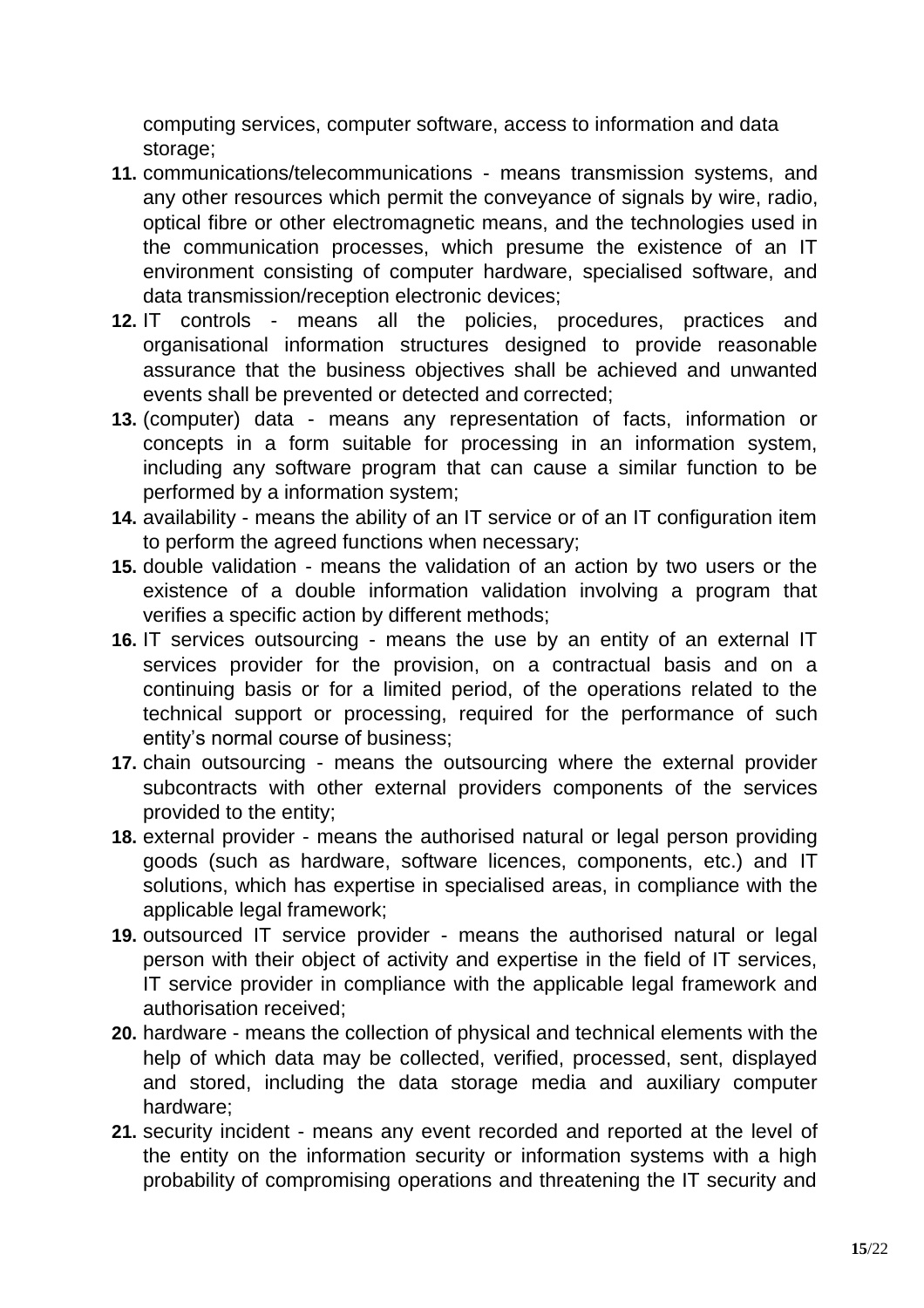computing services, computer software, access to information and data storage;

11. communications/telecommunications - means transmission systems, and any other resources which permit the conveyance of signals by wire, radio, optical fibre or other electromagnetic means, and the technologies used in the communication processes, which presume the existence of an IT environment consisting of computer hardware, specialised software, and data transmission/reception electronic devices;
12. IT controls - means all the policies, procedures, practices and organisational information structures designed to provide reasonable assurance that the business objectives shall be achieved and unwanted events shall be prevented or detected and corrected;
13. (computer) data - means any representation of facts, information or concepts in a form suitable for processing in an information system, including any software program that can cause a similar function to be performed by a information system;
14. availability - means the ability of an IT service or of an IT configuration item to perform the agreed functions when necessary;
15. double validation - means the validation of an action by two users or the existence of a double information validation involving a program that verifies a specific action by different methods;
16. IT services outsourcing - means the use by an entity of an external IT services provider for the provision, on a contractual basis and on a continuing basis or for a limited period, of the operations related to the technical support or processing, required for the performance of such entity's normal course of business;
17. chain outsourcing - means the outsourcing where the external provider subcontracts with other external providers components of the services provided to the entity;
18. external provider - means the authorised natural or legal person providing goods (such as hardware, software licences, components, etc.) and IT solutions, which has expertise in specialised areas, in compliance with the applicable legal framework;
19. outsourced IT service provider - means the authorised natural or legal person with their object of activity and expertise in the field of IT services, IT service provider in compliance with the applicable legal framework and authorisation received;
20. hardware - means the collection of physical and technical elements with the help of which data may be collected, verified, processed, sent, displayed and stored, including the data storage media and auxiliary computer hardware;
21. security incident - means any event recorded and reported at the level of the entity on the information security or information systems with a high probability of compromising operations and threatening the IT security and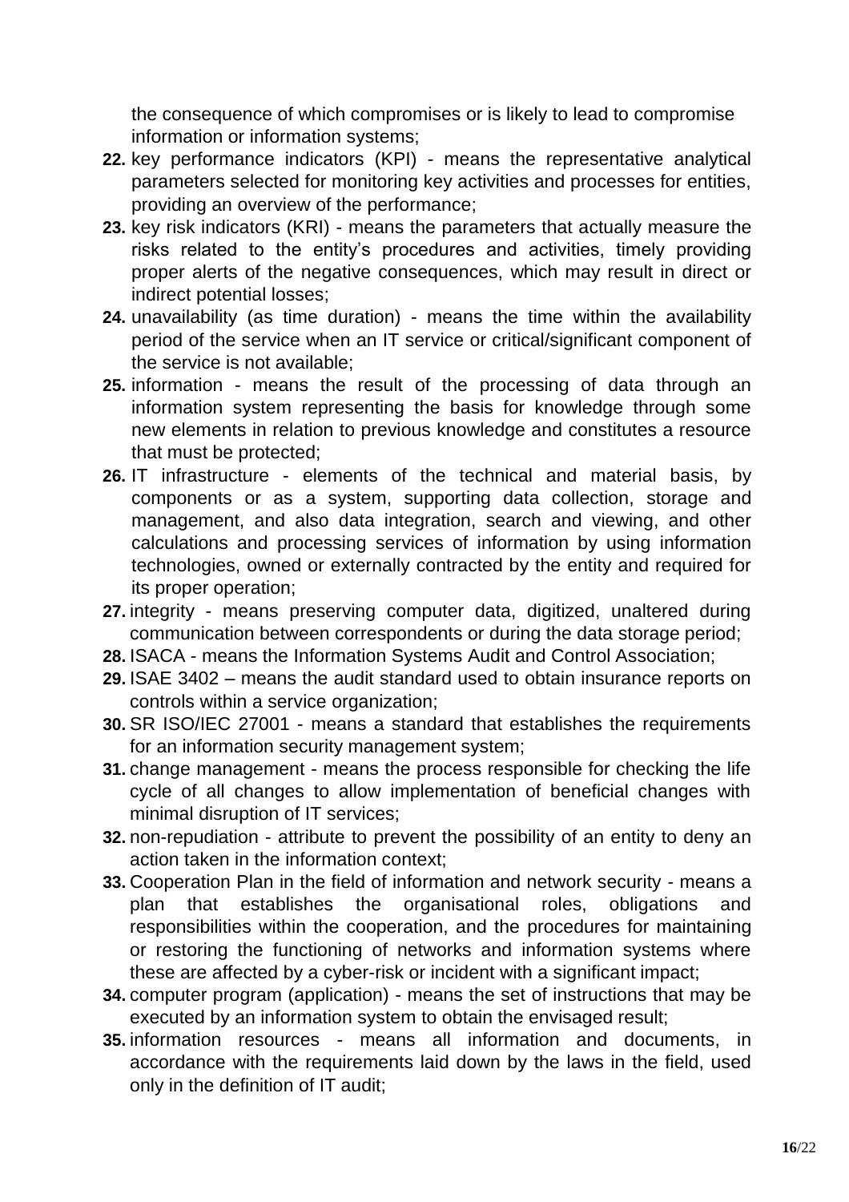the consequence of which compromises or is likely to lead to compromise information or information systems;

22. key performance indicators (KPI) - means the representative analytical parameters selected for monitoring key activities and processes for entities, providing an overview of the performance;
23. key risk indicators (KRI) - means the parameters that actually measure the risks related to the entity's procedures and activities, timely providing proper alerts of the negative consequences, which may result in direct or indirect potential losses;
24. unavailability (as time duration) - means the time within the availability period of the service when an IT service or critical/significant component of the service is not available;
25. information - means the result of the processing of data through an information system representing the basis for knowledge through some new elements in relation to previous knowledge and constitutes a resource that must be protected;
26. IT infrastructure - elements of the technical and material basis, by components or as a system, supporting data collection, storage and management, and also data integration, search and viewing, and other calculations and processing services of information by using information technologies, owned or externally contracted by the entity and required for its proper operation;
27. integrity - means preserving computer data, digitized, unaltered during communication between correspondents or during the data storage period;
28. ISACA - means the Information Systems Audit and Control Association;
29. ISAE 3402 – means the audit standard used to obtain insurance reports on controls within a service organization;
30. SR ISO/IEC 27001 - means a standard that establishes the requirements for an information security management system;
31. change management - means the process responsible for checking the life cycle of all changes to allow implementation of beneficial changes with minimal disruption of IT services;
32. non-repudiation - attribute to prevent the possibility of an entity to deny an action taken in the information context;
33. Cooperation Plan in the field of information and network security - means a plan that establishes the organisational roles, obligations and responsibilities within the cooperation, and the procedures for maintaining or restoring the functioning of networks and information systems where these are affected by a cyber-risk or incident with a significant impact;
34. computer program (application) - means the set of instructions that may be executed by an information system to obtain the envisaged result;
35. information resources - means all information and documents, in accordance with the requirements laid down by the laws in the field, used only in the definition of IT audit;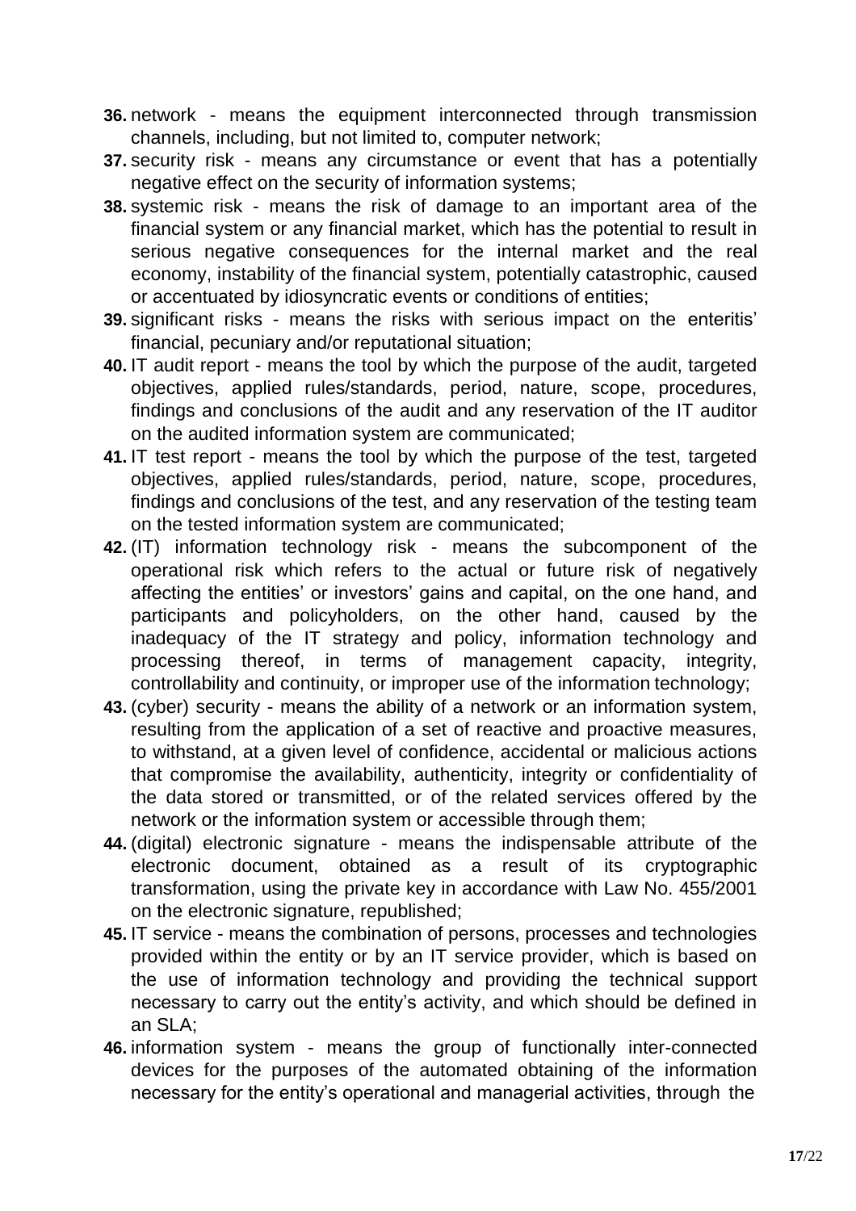36. network - means the equipment interconnected through transmission channels, including, but not limited to, computer network;
37. security risk - means any circumstance or event that has a potentially negative effect on the security of information systems;
38. systemic risk - means the risk of damage to an important area of the financial system or any financial market, which has the potential to result in serious negative consequences for the internal market and the real economy, instability of the financial system, potentially catastrophic, caused or accentuated by idiosyncratic events or conditions of entities;
39. significant risks - means the risks with serious impact on the enteritis' financial, pecuniary and/or reputational situation;
40. IT audit report - means the tool by which the purpose of the audit, targeted objectives, applied rules/standards, period, nature, scope, procedures, findings and conclusions of the audit and any reservation of the IT auditor on the audited information system are communicated;
41. IT test report - means the tool by which the purpose of the test, targeted objectives, applied rules/standards, period, nature, scope, procedures, findings and conclusions of the test, and any reservation of the testing team on the tested information system are communicated;
42. (IT) information technology risk - means the subcomponent of the operational risk which refers to the actual or future risk of negatively affecting the entities' or investors' gains and capital, on the one hand, and participants and policyholders, on the other hand, caused by the inadequacy of the IT strategy and policy, information technology and processing thereof, in terms of management capacity, integrity, controllability and continuity, or improper use of the information technology;
43. (cyber) security - means the ability of a network or an information system, resulting from the application of a set of reactive and proactive measures, to withstand, at a given level of confidence, accidental or malicious actions that compromise the availability, authenticity, integrity or confidentiality of the data stored or transmitted, or of the related services offered by the network or the information system or accessible through them;
44. (digital) electronic signature - means the indispensable attribute of the electronic document, obtained as a result of its cryptographic transformation, using the private key in accordance with Law No. 455/2001 on the electronic signature, republished;
45. IT service - means the combination of persons, processes and technologies provided within the entity or by an IT service provider, which is based on the use of information technology and providing the technical support necessary to carry out the entity's activity, and which should be defined in an SLA;
46. information system - means the group of functionally inter-connected devices for the purposes of the automated obtaining of the information necessary for the entity's operational and managerial activities, through the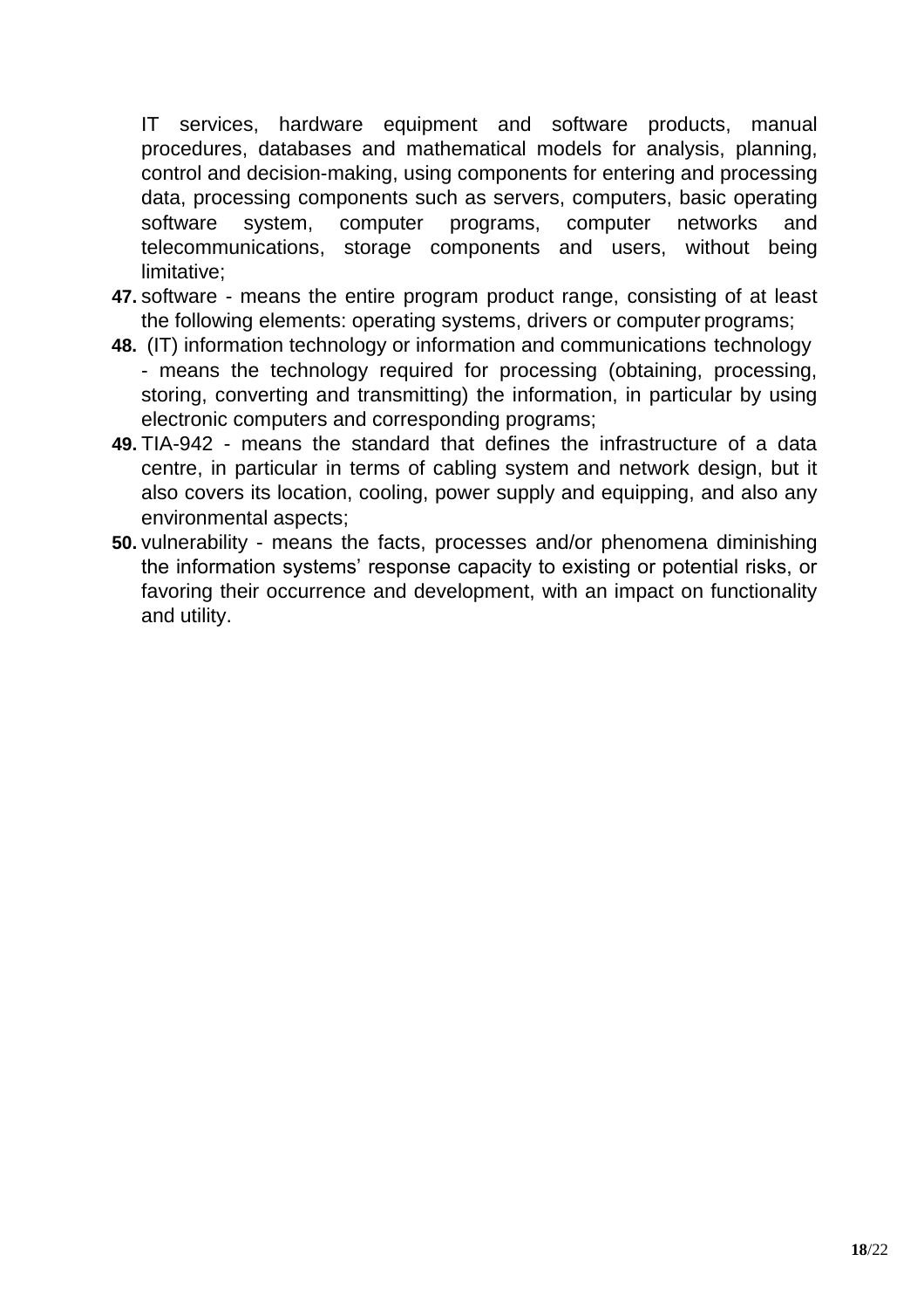IT services, hardware equipment and software products, manual procedures, databases and mathematical models for analysis, planning, control and decision-making, using components for entering and processing data, processing components such as servers, computers, basic operating software system, computer programs, computer networks and telecommunications, storage components and users, without being limitative;

47. software - means the entire program product range, consisting of at least the following elements: operating systems, drivers or computer programs;
48. (IT) information technology or information and communications technology - means the technology required for processing (obtaining, processing, storing, converting and transmitting) the information, in particular by using electronic computers and corresponding programs;
49. TIA-942 - means the standard that defines the infrastructure of a data centre, in particular in terms of cabling system and network design, but it also covers its location, cooling, power supply and equipping, and also any environmental aspects;
50. vulnerability - means the facts, processes and/or phenomena diminishing the information systems' response capacity to existing or potential risks, or favoring their occurrence and development, with an impact on functionality and utility.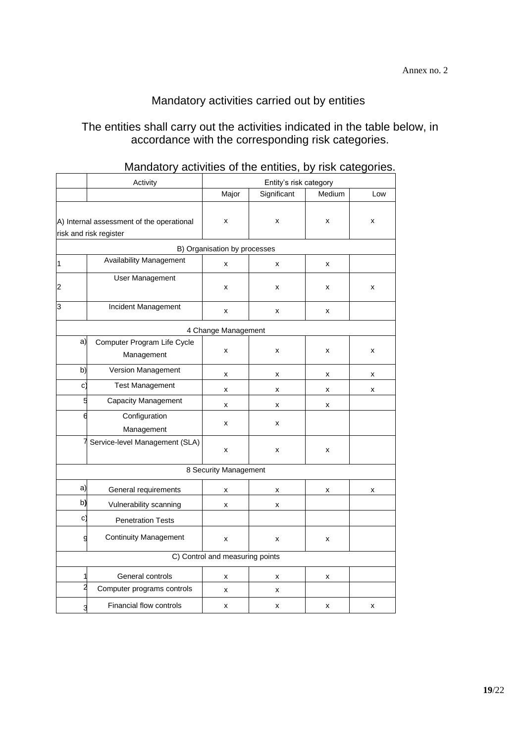Annex no. 2

# Mandatory activities carried out by entities

The entities shall carry out the activities indicated in the table below, in accordance with the corresponding risk categories.

## Mandatory activities of the entities, by risk categories.

| | Activity | Entity's risk category | | | |
|---|---|---|---|---|---|
| | | Major | Significant | Medium | Low |
| A) Internal assessment of the operational risk and risk register | | x | x | x | x |
| B) Organisation by processes | | | | | |
| 1 | Availability Management | x | x | x | |
| 2 | User Management | x | x | x | x |
| 3 | Incident Management | x | x | x | |
| 4 Change Management | | | | | |
| a) | Computer Program Life Cycle Management | x | x | x | x |
| b) | Version Management | x | x | x | x |
| c) | Test Management | x | x | x | x |
| 5 | Capacity Management | x | x | x | |
| 6 | Configuration Management | x | x | | |
| 7 | Service-level Management (SLA) | x | x | x | |
| 8 Security Management | | | | | |
| a) | General requirements | x | x | x | x |
| b) | Vulnerability scanning | x | x | | |
| c) | Penetration Tests | | | | |
| 9 | Continuity Management | x | x | x | |
| C) Control and measuring points | | | | | |
| 1 | General controls | x | x | x | |
| 2 | Computer programs controls | x | x | | |
| 3 | Financial flow controls | x | x | x | x |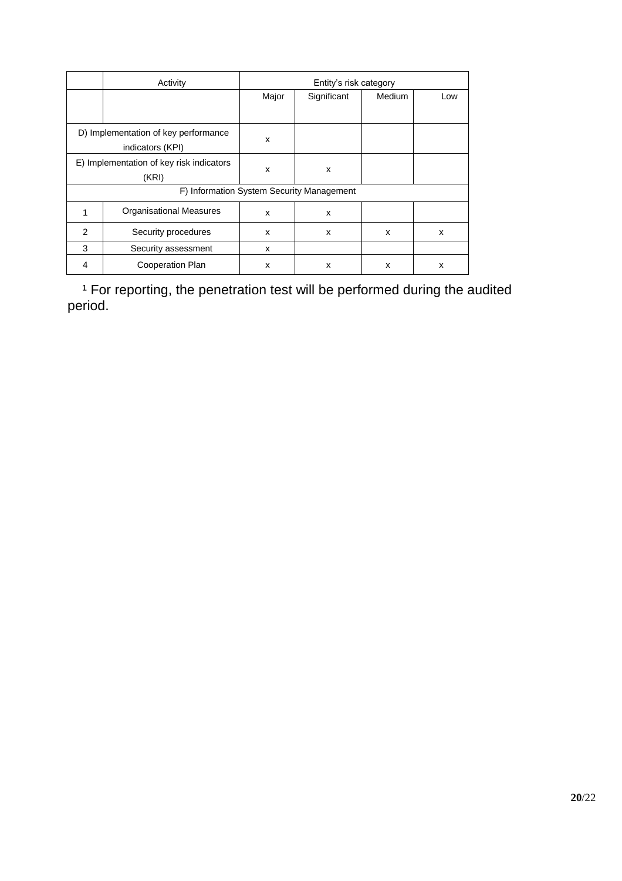| | Activity | Entity's risk category | | | |
|---|---|---|---|---|---|
| | | Major | Significant | Medium | Low |
| D) Implementation of key performance indicators (KPI) | | x | | | |
| E) Implementation of key risk indicators (KRI) | | x | x | | |
| F) Information System Security Management | | | | | |
| 1 | Organisational Measures | x | x | | |
| 2 | Security procedures | x | x | x | x |
| 3 | Security assessment | x | | | |
| 4 | Cooperation Plan | x | x | x | x |

[1] For reporting, the penetration test will be performed during the audited period.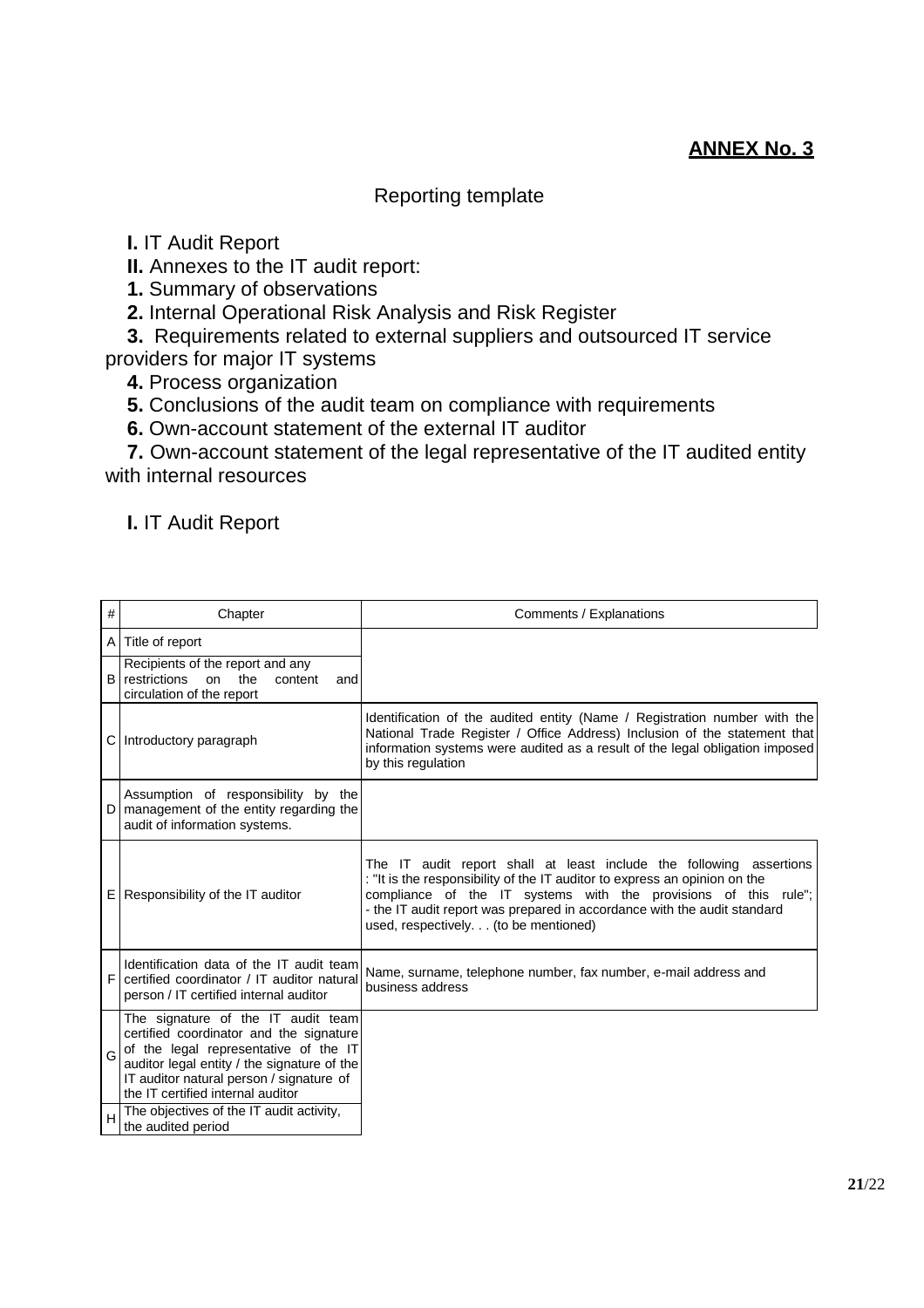## ANNEX No. 3

Reporting template

**I.** IT Audit Report

**II.** Annexes to the IT audit report:

**1.** Summary of observations

**2.** Internal Operational Risk Analysis and Risk Register

**3.** Requirements related to external suppliers and outsourced IT service providers for major IT systems

**4.** Process organization

**5.** Conclusions of the audit team on compliance with requirements

**6.** Own-account statement of the external IT auditor

**7.** Own-account statement of the legal representative of the IT audited entity with internal resources

**I.** IT Audit Report

| # | Chapter | Comments / Explanations |
|---|---|---|
| A | Title of report | |
| B | Recipients of the report and any restrictions on the content and circulation of the report | |
| C | Introductory paragraph | Identification of the audited entity (Name / Registration number with the National Trade Register / Office Address) Inclusion of the statement that information systems were audited as a result of the legal obligation imposed by this regulation |
| D | Assumption of responsibility by the management of the entity regarding the audit of information systems. | |
| E | Responsibility of the IT auditor | The IT audit report shall at least include the following assertions : "It is the responsibility of the IT auditor to express an opinion on the compliance of the IT systems with the provisions of this rule"; - the IT audit report was prepared in accordance with the audit standard used, respectively. . . (to be mentioned) |
| F | Identification data of the IT audit team certified coordinator / IT auditor natural person / IT certified internal auditor | Name, surname, telephone number, fax number, e-mail address and business address |
| G | The signature of the IT audit team certified coordinator and the signature of the legal representative of the IT auditor legal entity / the signature of the IT auditor natural person / signature of the IT certified internal auditor | |
| H | The objectives of the IT audit activity, the audited period | |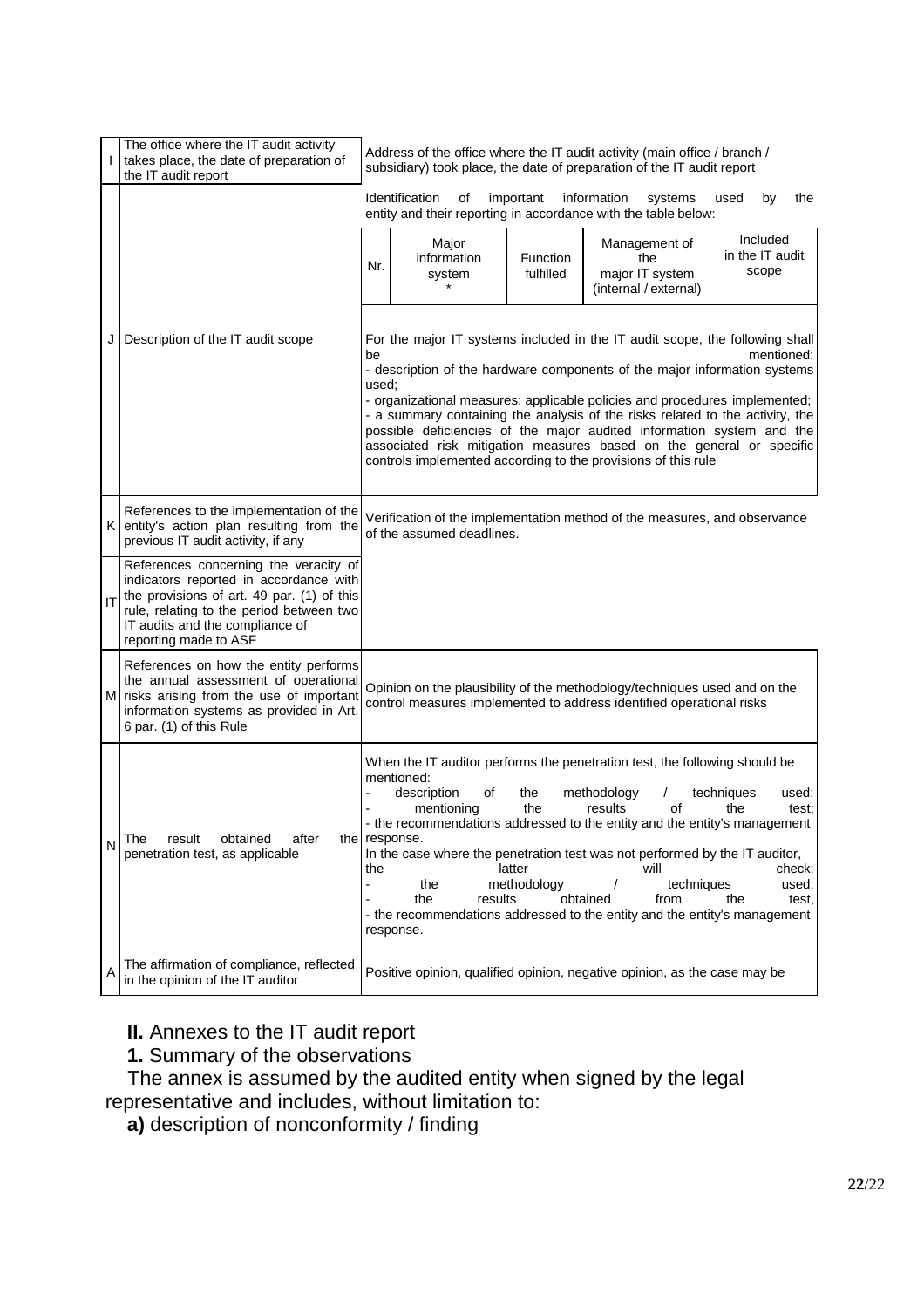| | | |
|---|---|---|
| I | The office where the IT audit activity takes place, the date of preparation of the IT audit report | Address of the office where the IT audit activity (main office / branch / subsidiary) took place, the date of preparation of the IT audit report |
| J | Description of the IT audit scope | Identification of important information systems used by the entity and their reporting in accordance with the table below:<br><br>\| Nr. \| Major information system * \| Function fulfilled \| Management of the major IT system (internal / external) \| Included in the IT audit scope \|<br><br>For the major IT systems included in the IT audit scope, the following shall be mentioned:<br>- description of the hardware components of the major information systems used;<br>- organizational measures: applicable policies and procedures implemented;<br>- a summary containing the analysis of the risks related to the activity, the possible deficiencies of the major audited information system and the associated risk mitigation measures based on the general or specific controls implemented according to the provisions of this rule |
| K | References to the implementation of the entity's action plan resulting from the previous IT audit activity, if any | Verification of the implementation method of the measures, and observance of the assumed deadlines. |
| IT | References concerning the veracity of indicators reported in accordance with the provisions of art. 49 par. (1) of this rule, relating to the period between two IT audits and the compliance of reporting made to ASF | |
| M | References on how the entity performs the annual assessment of operational risks arising from the use of important information systems as provided in Art. 6 par. (1) of this Rule | Opinion on the plausibility of the methodology/techniques used and on the control measures implemented to address identified operational risks |
| N | The result obtained after the penetration test, as applicable | When the IT auditor performs the penetration test, the following should be mentioned:<br>- description of the methodology / techniques used;<br>- mentioning the results of the test;<br>- the recommendations addressed to the entity and the entity's management response.<br>In the case where the penetration test was not performed by the IT auditor, the latter will check:<br>- the methodology / techniques used;<br>- the results obtained from the test,<br>- the recommendations addressed to the entity and the entity's management response. |
| A | The affirmation of compliance, reflected in the opinion of the IT auditor | Positive opinion, qualified opinion, negative opinion, as the case may be |

**II.** Annexes to the IT audit report

**1.** Summary of the observations

The annex is assumed by the audited entity when signed by the legal representative and includes, without limitation to:

**a)** description of nonconformity / finding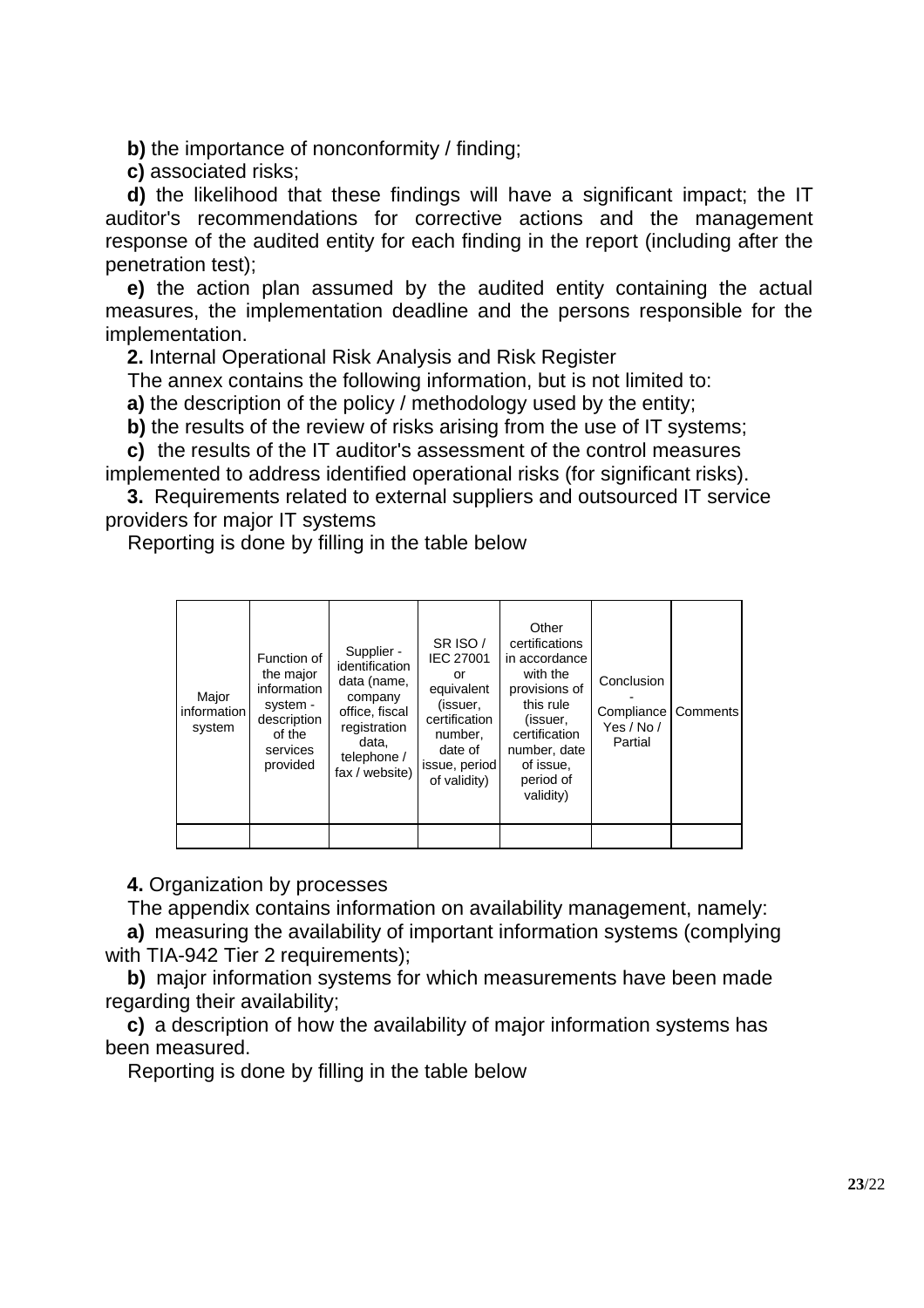**b)** the importance of nonconformity / finding;

**c)** associated risks;

**d)** the likelihood that these findings will have a significant impact; the IT auditor's recommendations for corrective actions and the management response of the audited entity for each finding in the report (including after the penetration test);

**e)** the action plan assumed by the audited entity containing the actual measures, the implementation deadline and the persons responsible for the implementation.

**2.** Internal Operational Risk Analysis and Risk Register

The annex contains the following information, but is not limited to:

**a)** the description of the policy / methodology used by the entity;

**b)** the results of the review of risks arising from the use of IT systems;

**c)** the results of the IT auditor's assessment of the control measures implemented to address identified operational risks (for significant risks).

**3.** Requirements related to external suppliers and outsourced IT service providers for major IT systems

Reporting is done by filling in the table below

| Major information system | Function of the major information system - description of the services provided | Supplier - identification data (name, company office, fiscal registration data, telephone / fax / website) | SR ISO / IEC 27001 or equivalent (issuer, certification number, date of issue, period of validity) | Other certifications in accordance with the provisions of this rule (issuer, certification number, date of issue, period of validity) | Conclusion - Compliance Yes / No / Partial | Comments |
|---|---|---|---|---|---|---|
| | | | | | | |

**4.** Organization by processes

The appendix contains information on availability management, namely:

**a)** measuring the availability of important information systems (complying with TIA-942 Tier 2 requirements);

**b)** major information systems for which measurements have been made regarding their availability;

**c)** a description of how the availability of major information systems has been measured.

Reporting is done by filling in the table below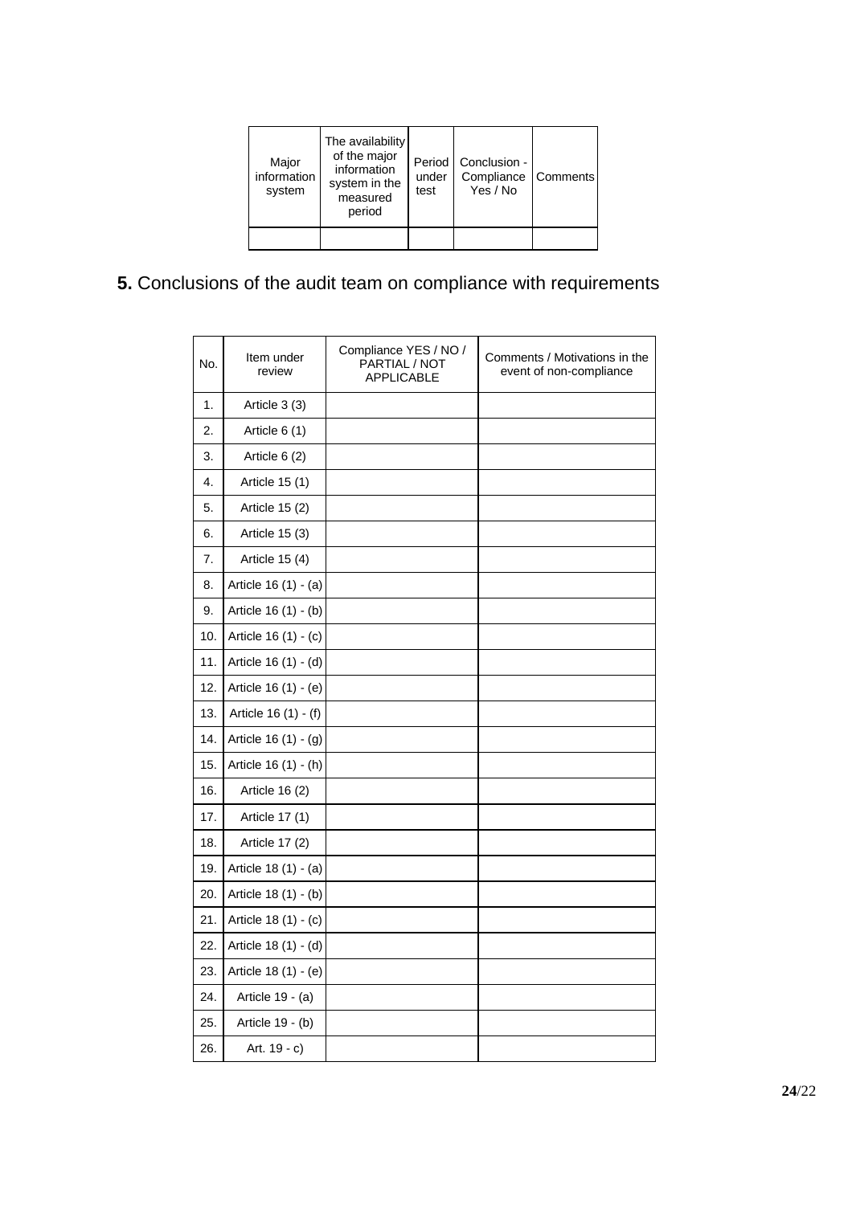| Major information system | The availability of the major information system in the measured period | Period under test | Conclusion - Compliance Yes / No | Comments |
|---|---|---|---|---|
| | | | | |

## **5.** Conclusions of the audit team on compliance with requirements

| No. | Item under review | Compliance YES / NO / PARTIAL / NOT APPLICABLE | Comments / Motivations in the event of non-compliance |
|---|---|---|---|
| 1. | Article 3 (3) | | |
| 2. | Article 6 (1) | | |
| 3. | Article 6 (2) | | |
| 4. | Article 15 (1) | | |
| 5. | Article 15 (2) | | |
| 6. | Article 15 (3) | | |
| 7. | Article 15 (4) | | |
| 8. | Article 16 (1) - (a) | | |
| 9. | Article 16 (1) - (b) | | |
| 10. | Article 16 (1) - (c) | | |
| 11. | Article 16 (1) - (d) | | |
| 12. | Article 16 (1) - (e) | | |
| 13. | Article 16 (1) - (f) | | |
| 14. | Article 16 (1) - (g) | | |
| 15. | Article 16 (1) - (h) | | |
| 16. | Article 16 (2) | | |
| 17. | Article 17 (1) | | |
| 18. | Article 17 (2) | | |
| 19. | Article 18 (1) - (a) | | |
| 20. | Article 18 (1) - (b) | | |
| 21. | Article 18 (1) - (c) | | |
| 22. | Article 18 (1) - (d) | | |
| 23. | Article 18 (1) - (e) | | |
| 24. | Article 19 - (a) | | |
| 25. | Article 19 - (b) | | |
| 26. | Art. 19 - c) | | |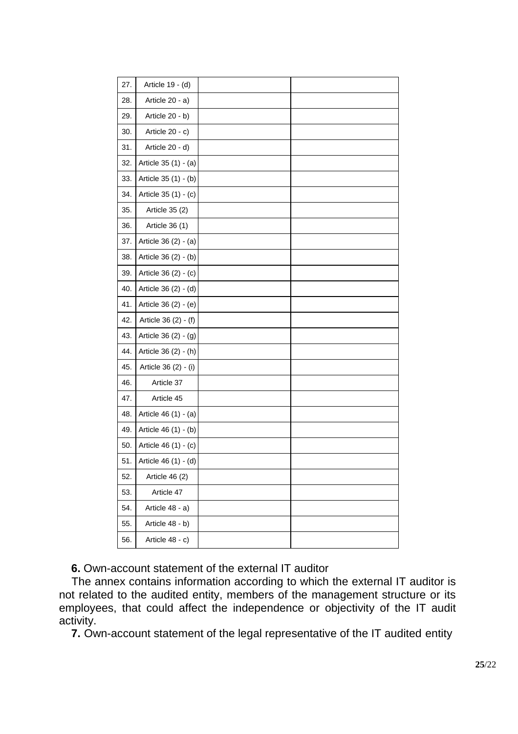| | | | |
|---|---|---|---|
| 27. | Article 19 - (d) | | |
| 28. | Article 20 - a) | | |
| 29. | Article 20 - b) | | |
| 30. | Article 20 - c) | | |
| 31. | Article 20 - d) | | |
| 32. | Article 35 (1) - (a) | | |
| 33. | Article 35 (1) - (b) | | |
| 34. | Article 35 (1) - (c) | | |
| 35. | Article 35 (2) | | |
| 36. | Article 36 (1) | | |
| 37. | Article 36 (2) - (a) | | |
| 38. | Article 36 (2) - (b) | | |
| 39. | Article 36 (2) - (c) | | |
| 40. | Article 36 (2) - (d) | | |
| 41. | Article 36 (2) - (e) | | |
| 42. | Article 36 (2) - (f) | | |
| 43. | Article 36 (2) - (g) | | |
| 44. | Article 36 (2) - (h) | | |
| 45. | Article 36 (2) - (i) | | |
| 46. | Article 37 | | |
| 47. | Article 45 | | |
| 48. | Article 46 (1) - (a) | | |
| 49. | Article 46 (1) - (b) | | |
| 50. | Article 46 (1) - (c) | | |
| 51. | Article 46 (1) - (d) | | |
| 52. | Article 46 (2) | | |
| 53. | Article 47 | | |
| 54. | Article 48 - a) | | |
| 55. | Article 48 - b) | | |
| 56. | Article 48 - c) | | |

**6.** Own-account statement of the external IT auditor

The annex contains information according to which the external IT auditor is not related to the audited entity, members of the management structure or its employees, that could affect the independence or objectivity of the IT audit activity.

**7.** Own-account statement of the legal representative of the IT audited entity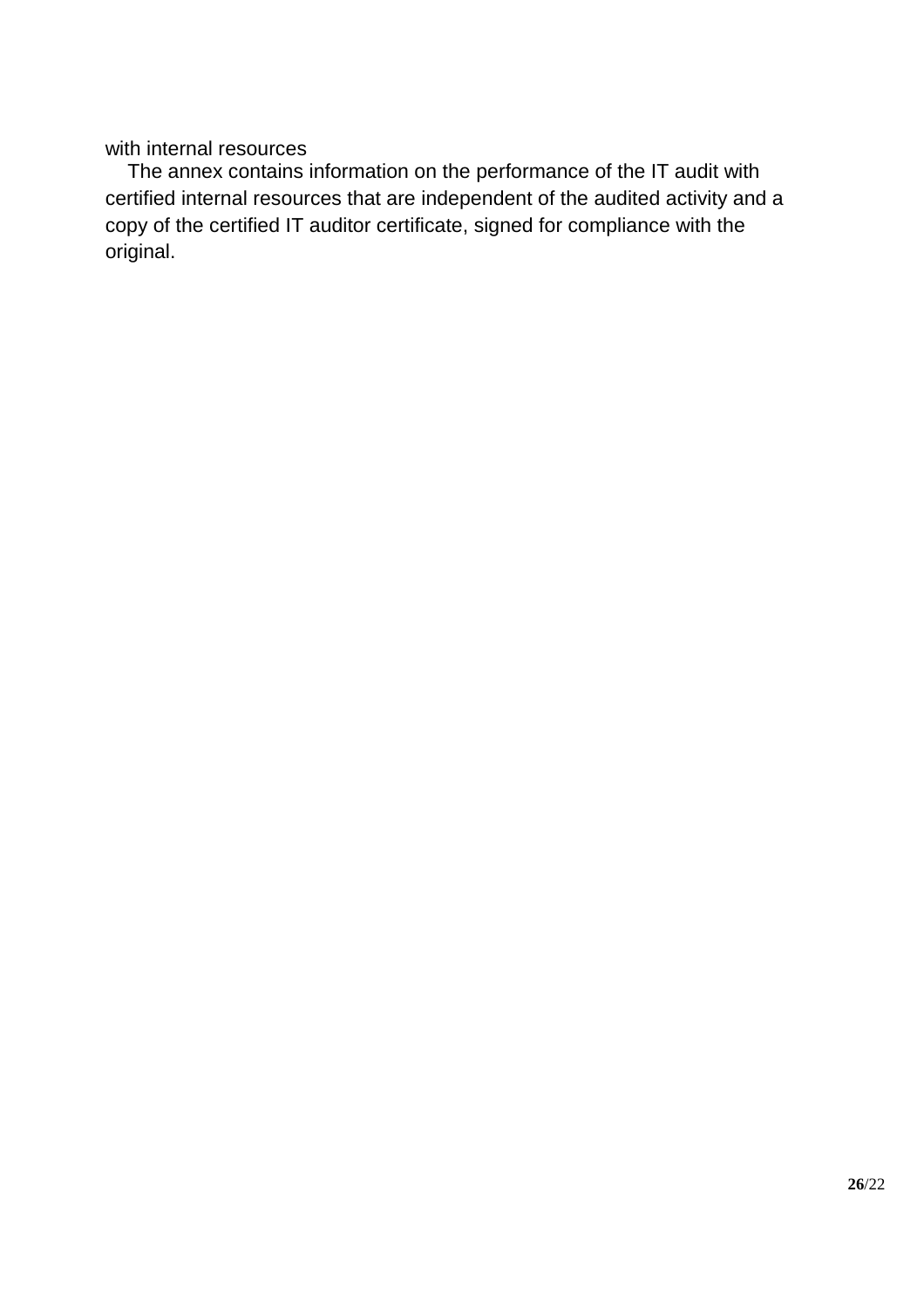with internal resources

The annex contains information on the performance of the IT audit with certified internal resources that are independent of the audited activity and a copy of the certified IT auditor certificate, signed for compliance with the original.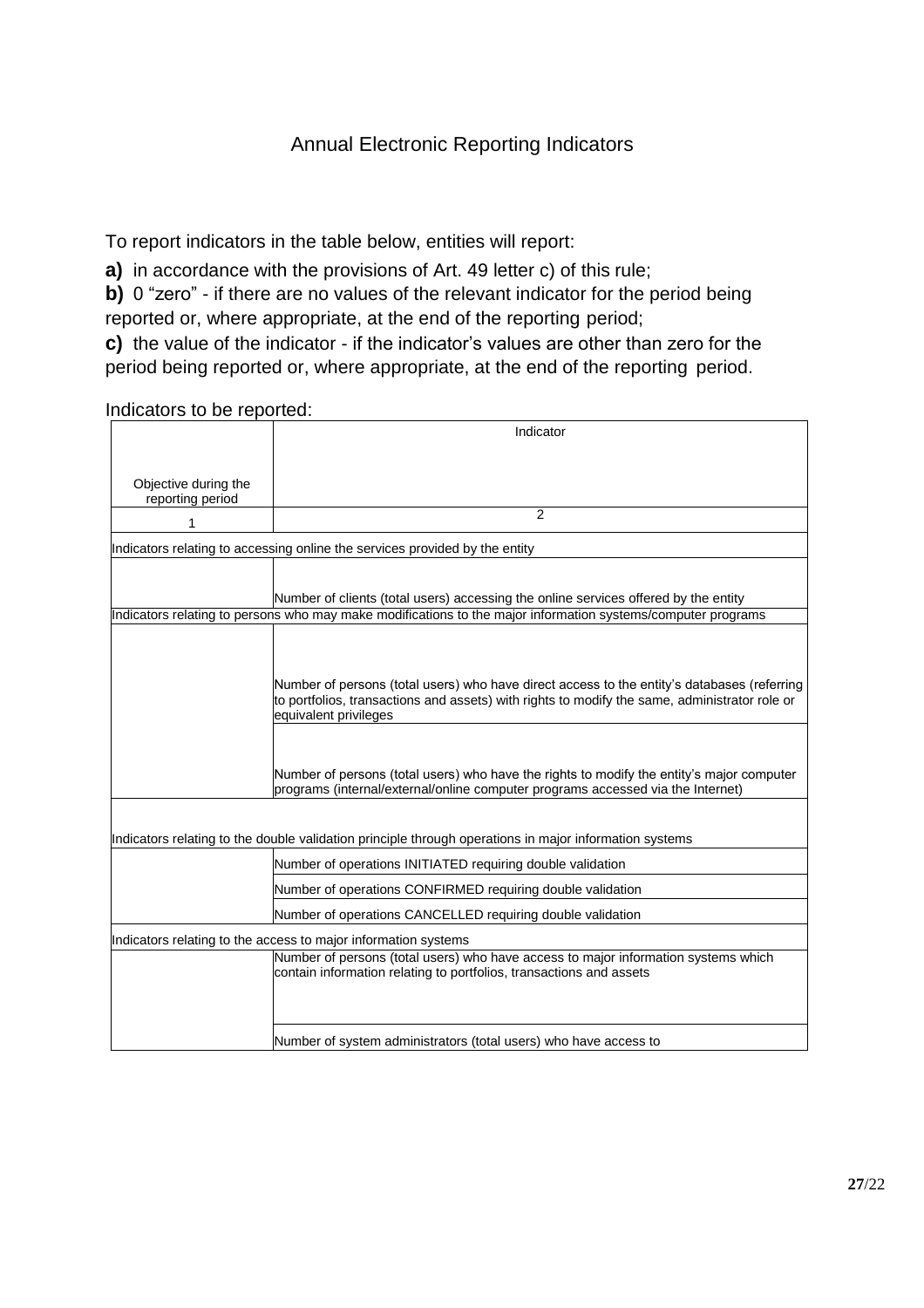## Annual Electronic Reporting Indicators

To report indicators in the table below, entities will report:

**a)** in accordance with the provisions of Art. 49 letter c) of this rule;

**b)** 0 "zero" - if there are no values of the relevant indicator for the period being reported or, where appropriate, at the end of the reporting period;

**c)** the value of the indicator - if the indicator's values are other than zero for the period being reported or, where appropriate, at the end of the reporting period.

Indicators to be reported:

| Objective during the reporting period | Indicator |
|---|---|
| 1 | 2 |
| Indicators relating to accessing online the services provided by the entity | |
| | Number of clients (total users) accessing the online services offered by the entity |
| Indicators relating to persons who may make modifications to the major information systems/computer programs | |
| | Number of persons (total users) who have direct access to the entity's databases (referring to portfolios, transactions and assets) with rights to modify the same, administrator role or equivalent privileges |
| | Number of persons (total users) who have the rights to modify the entity's major computer programs (internal/external/online computer programs accessed via the Internet) |
| Indicators relating to the double validation principle through operations in major information systems | |
| | Number of operations INITIATED requiring double validation |
| | Number of operations CONFIRMED requiring double validation |
| | Number of operations CANCELLED requiring double validation |
| Indicators relating to the access to major information systems | |
| | Number of persons (total users) who have access to major information systems which contain information relating to portfolios, transactions and assets |
| | Number of system administrators (total users) who have access to |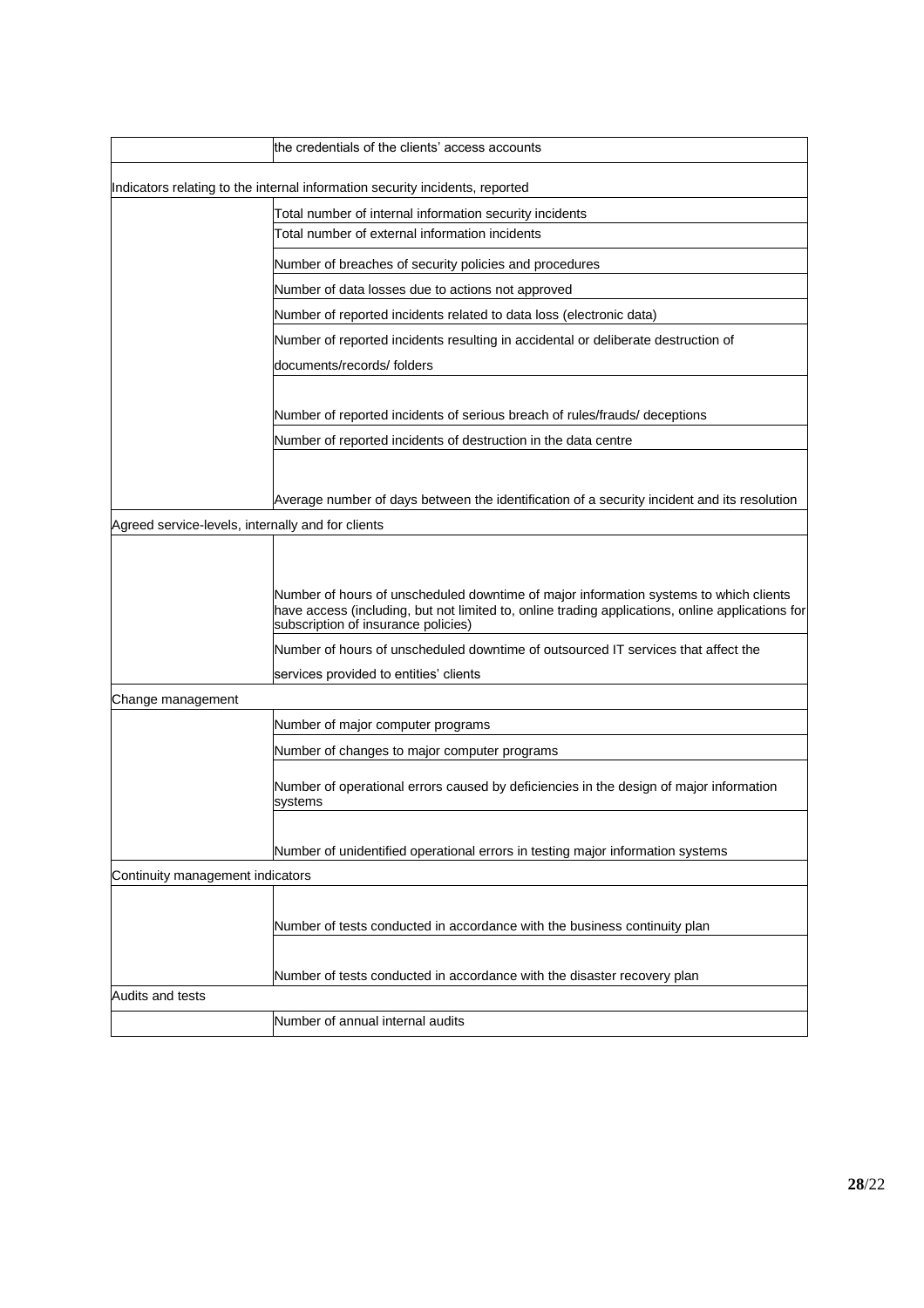| | |
|---|---|
| | the credentials of the clients' access accounts |
| Indicators relating to the internal information security incidents, reported | |
| | Total number of internal information security incidents |
| | Total number of external information incidents |
| | Number of breaches of security policies and procedures |
| | Number of data losses due to actions not approved |
| | Number of reported incidents related to data loss (electronic data) |
| | Number of reported incidents resulting in accidental or deliberate destruction of documents/records/ folders |
| | Number of reported incidents of serious breach of rules/frauds/ deceptions |
| | Number of reported incidents of destruction in the data centre |
| | Average number of days between the identification of a security incident and its resolution |
| Agreed service-levels, internally and for clients | |
| | Number of hours of unscheduled downtime of major information systems to which clients have access (including, but not limited to, online trading applications, online applications for subscription of insurance policies) |
| | Number of hours of unscheduled downtime of outsourced IT services that affect the services provided to entities' clients |
| Change management | |
| | Number of major computer programs |
| | Number of changes to major computer programs |
| | Number of operational errors caused by deficiencies in the design of major information systems |
| | Number of unidentified operational errors in testing major information systems |
| Continuity management indicators | |
| | Number of tests conducted in accordance with the business continuity plan |
| | Number of tests conducted in accordance with the disaster recovery plan |
| Audits and tests | |
| | Number of annual internal audits |